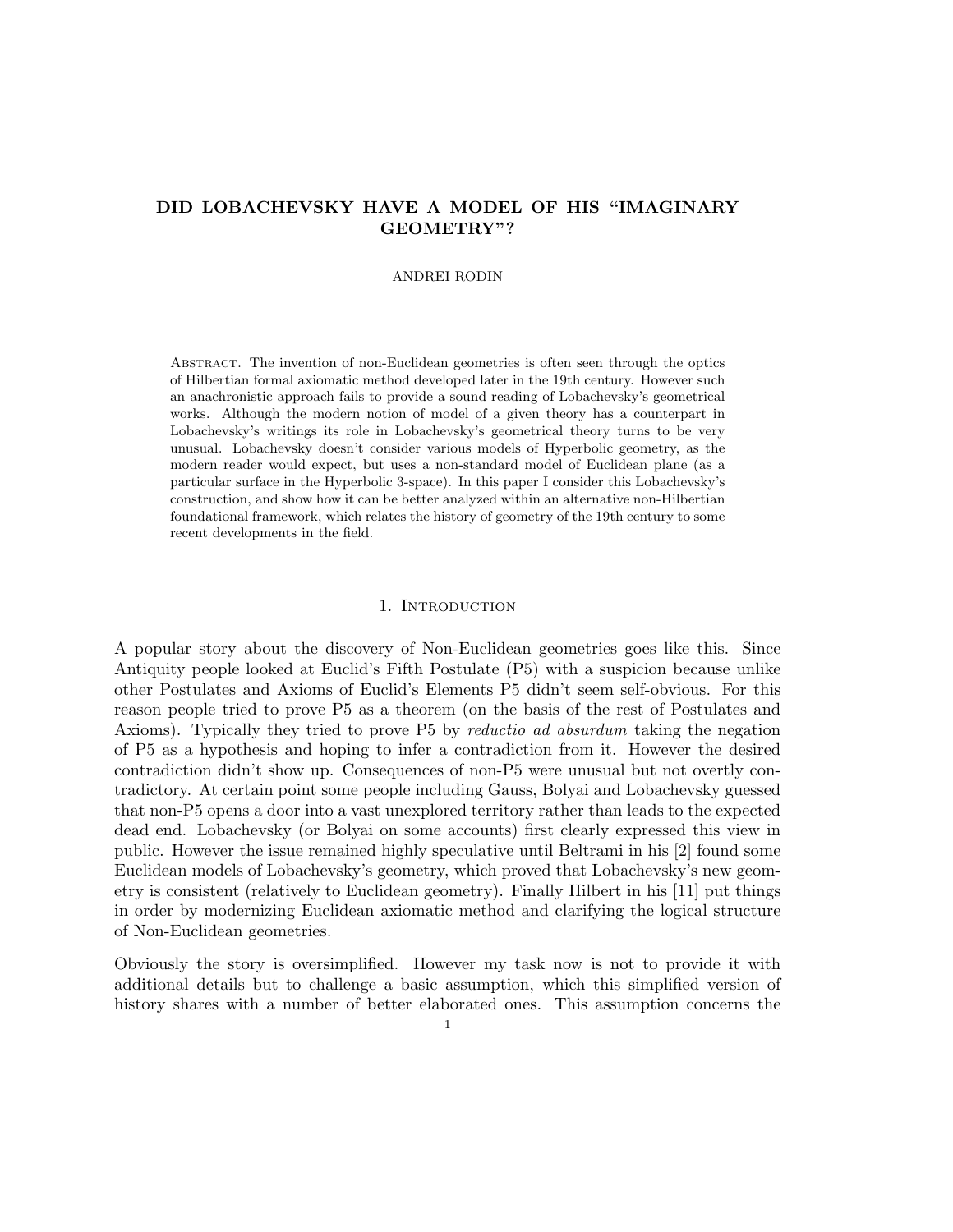# DID LOBACHEVSKY HAVE A MODEL OF HIS "IMAGINARY GEOMETRY"?

ANDREI RODIN

Abstract. The invention of non-Euclidean geometries is often seen through the optics of Hilbertian formal axiomatic method developed later in the 19th century. However such an anachronistic approach fails to provide a sound reading of Lobachevsky's geometrical works. Although the modern notion of model of a given theory has a counterpart in Lobachevsky's writings its role in Lobachevsky's geometrical theory turns to be very unusual. Lobachevsky doesn't consider various models of Hyperbolic geometry, as the modern reader would expect, but uses a non-standard model of Euclidean plane (as a particular surface in the Hyperbolic 3-space). In this paper I consider this Lobachevsky's construction, and show how it can be better analyzed within an alternative non-Hilbertian foundational framework, which relates the history of geometry of the 19th century to some recent developments in the field.

## 1. Introduction

A popular story about the discovery of Non-Euclidean geometries goes like this. Since Antiquity people looked at Euclid's Fifth Postulate (P5) with a suspicion because unlike other Postulates and Axioms of Euclid's Elements P5 didn't seem self-obvious. For this reason people tried to prove P5 as a theorem (on the basis of the rest of Postulates and Axioms). Typically they tried to prove P5 by *reductio ad absurdum* taking the negation of P5 as a hypothesis and hoping to infer a contradiction from it. However the desired contradiction didn't show up. Consequences of non-P5 were unusual but not overtly contradictory. At certain point some people including Gauss, Bolyai and Lobachevsky guessed that non-P5 opens a door into a vast unexplored territory rather than leads to the expected dead end. Lobachevsky (or Bolyai on some accounts) first clearly expressed this view in public. However the issue remained highly speculative until Beltrami in his [2] found some Euclidean models of Lobachevsky's geometry, which proved that Lobachevsky's new geometry is consistent (relatively to Euclidean geometry). Finally Hilbert in his [11] put things in order by modernizing Euclidean axiomatic method and clarifying the logical structure of Non-Euclidean geometries.

Obviously the story is oversimplified. However my task now is not to provide it with additional details but to challenge a basic assumption, which this simplified version of history shares with a number of better elaborated ones. This assumption concerns the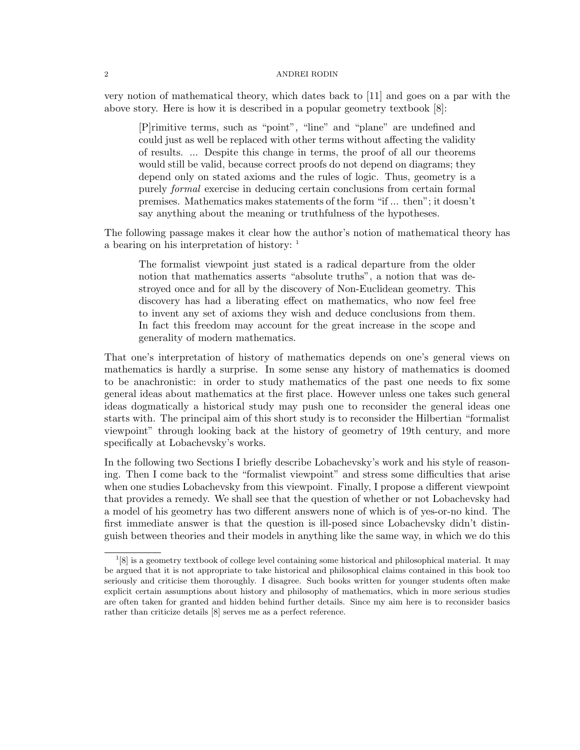very notion of mathematical theory, which dates back to [11] and goes on a par with the above story. Here is how it is described in a popular geometry textbook [8]:

> [P]rimitive terms, such as "point", "line" and "plane" are undefined and could just as well be replaced with other terms without affecting the validity of results. ... Despite this change in terms, the proof of all our theorems would still be valid, because correct proofs do not depend on diagrams; they depend only on stated axioms and the rules of logic. Thus, geometry is a purely *formal* exercise in deducing certain conclusions from certain formal premises. Mathematics makes statements of the form "if ... then"; it doesn't say anything about the meaning or truthfulness of the hypotheses.

The following passage makes it clear how the author's notion of mathematical theory has a bearing on his interpretation of history: [1]

> The formalist viewpoint just stated is a radical departure from the older notion that mathematics asserts "absolute truths", a notion that was destroyed once and for all by the discovery of Non-Euclidean geometry. This discovery has had a liberating effect on mathematics, who now feel free to invent any set of axioms they wish and deduce conclusions from them. In fact this freedom may account for the great increase in the scope and generality of modern mathematics.

That one's interpretation of history of mathematics depends on one's general views on mathematics is hardly a surprise. In some sense any history of mathematics is doomed to be anachronistic: in order to study mathematics of the past one needs to fix some general ideas about mathematics at the first place. However unless one takes such general ideas dogmatically a historical study may push one to reconsider the general ideas one starts with. The principal aim of this short study is to reconsider the Hilbertian "formalist viewpoint" through looking back at the history of geometry of 19th century, and more specifically at Lobachevsky's works.

In the following two Sections I briefly describe Lobachevsky's work and his style of reasoning. Then I come back to the "formalist viewpoint" and stress some difficulties that arise when one studies Lobachevsky from this viewpoint. Finally, I propose a different viewpoint that provides a remedy. We shall see that the question of whether or not Lobachevsky had a model of his geometry has two different answers none of which is of yes-or-no kind. The first immediate answer is that the question is ill-posed since Lobachevsky didn't distinguish between theories and their models in anything like the same way, in which we do this

[1] [8] is a geometry textbook of college level containing some historical and philosophical material. It may be argued that it is not appropriate to take historical and philosophical claims contained in this book too seriously and criticise them thoroughly. I disagree. Such books written for younger students often make explicit certain assumptions about history and philosophy of mathematics, which in more serious studies are often taken for granted and hidden behind further details. Since my aim here is to reconsider basics rather than criticize details [8] serves me as a perfect reference.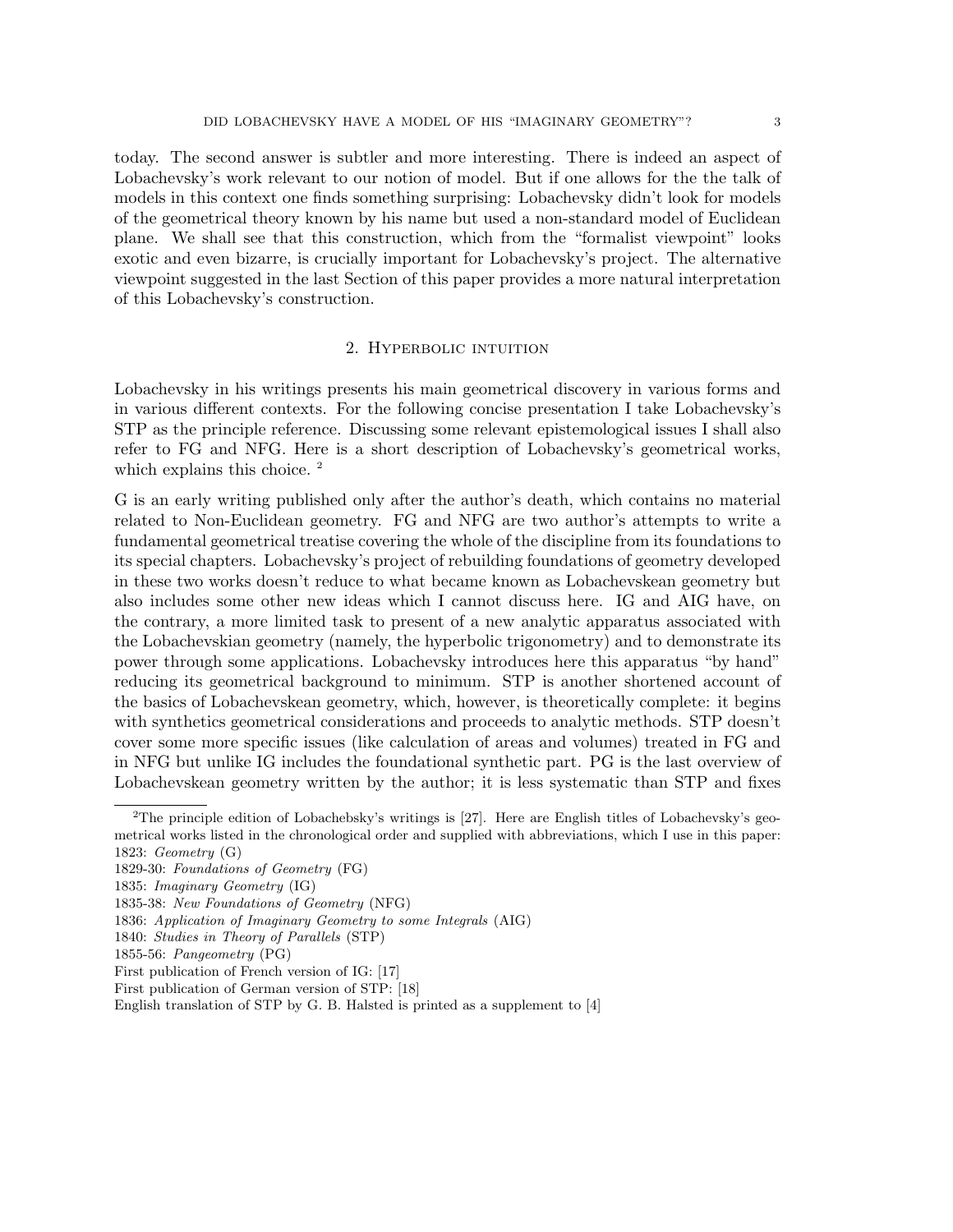today. The second answer is subtler and more interesting. There is indeed an aspect of Lobachevsky's work relevant to our notion of model. But if one allows for the the talk of models in this context one finds something surprising: Lobachevsky didn't look for models of the geometrical theory known by his name but used a non-standard model of Euclidean plane. We shall see that this construction, which from the "formalist viewpoint" looks exotic and even bizarre, is crucially important for Lobachevsky's project. The alternative viewpoint suggested in the last Section of this paper provides a more natural interpretation of this Lobachevsky's construction.

## 2. Hyperbolic intuition

Lobachevsky in his writings presents his main geometrical discovery in various forms and in various different contexts. For the following concise presentation I take Lobachevsky's STP as the principle reference. Discussing some relevant epistemological issues I shall also refer to FG and NFG. Here is a short description of Lobachevsky's geometrical works, which explains this choice. [2]

G is an early writing published only after the author's death, which contains no material related to Non-Euclidean geometry. FG and NFG are two author's attempts to write a fundamental geometrical treatise covering the whole of the discipline from its foundations to its special chapters. Lobachevsky's project of rebuilding foundations of geometry developed in these two works doesn't reduce to what became known as Lobachevskean geometry but also includes some other new ideas which I cannot discuss here. IG and AIG have, on the contrary, a more limited task to present of a new analytic apparatus associated with the Lobachevskian geometry (namely, the hyperbolic trigonometry) and to demonstrate its power through some applications. Lobachevsky introduces here this apparatus "by hand" reducing its geometrical background to minimum. STP is another shortened account of the basics of Lobachevskean geometry, which, however, is theoretically complete: it begins with synthetics geometrical considerations and proceeds to analytic methods. STP doesn't cover some more specific issues (like calculation of areas and volumes) treated in FG and in NFG but unlike IG includes the foundational synthetic part. PG is the last overview of Lobachevskean geometry written by the author; it is less systematic than STP and fixes

---

[2] The principle edition of Lobachebsky's writings is [27]. Here are English titles of Lobachevsky's geometrical works listed in the chronological order and supplied with abbreviations, which I use in this paper:
1823: *Geometry* (G)
1829-30: *Foundations of Geometry* (FG)
1835: *Imaginary Geometry* (IG)
1835-38: *New Foundations of Geometry* (NFG)
1836: *Application of Imaginary Geometry to some Integrals* (AIG)
1840: *Studies in Theory of Parallels* (STP)
1855-56: *Pangeometry* (PG)
First publication of French version of IG: [17]
First publication of German version of STP: [18]
English translation of STP by G. B. Halsted is printed as a supplement to [4]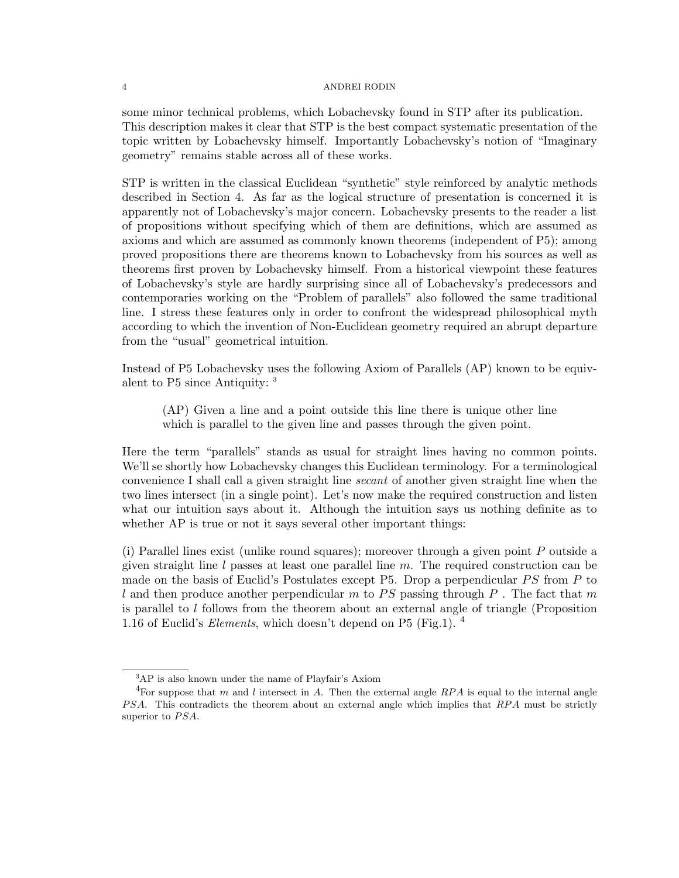some minor technical problems, which Lobachevsky found in STP after its publication. This description makes it clear that STP is the best compact systematic presentation of the topic written by Lobachevsky himself. Importantly Lobachevsky's notion of "Imaginary geometry" remains stable across all of these works.

STP is written in the classical Euclidean "synthetic" style reinforced by analytic methods described in Section 4. As far as the logical structure of presentation is concerned it is apparently not of Lobachevsky's major concern. Lobachevsky presents to the reader a list of propositions without specifying which of them are definitions, which are assumed as axioms and which are assumed as commonly known theorems (independent of P5); among proved propositions there are theorems known to Lobachevsky from his sources as well as theorems first proven by Lobachevsky himself. From a historical viewpoint these features of Lobachevsky's style are hardly surprising since all of Lobachevsky's predecessors and contemporaries working on the "Problem of parallels" also followed the same traditional line. I stress these features only in order to confront the widespread philosophical myth according to which the invention of Non-Euclidean geometry required an abrupt departure from the "usual" geometrical intuition.

Instead of P5 Lobachevsky uses the following Axiom of Parallels (AP) known to be equivalent to P5 since Antiquity: [3]

> (AP) Given a line and a point outside this line there is unique other line which is parallel to the given line and passes through the given point.

Here the term "parallels" stands as usual for straight lines having no common points. We'll se shortly how Lobachevsky changes this Euclidean terminology. For a terminological convenience I shall call a given straight line *secant* of another given straight line when the two lines intersect (in a single point). Let's now make the required construction and listen what our intuition says about it. Although the intuition says us nothing definite as to whether AP is true or not it says several other important things:

(i) Parallel lines exist (unlike round squares); moreover through a given point $P$ outside a given straight line $l$ passes at least one parallel line $m$. The required construction can be made on the basis of Euclid's Postulates except P5. Drop a perpendicular $PS$ from $P$ to $l$ and then produce another perpendicular $m$ to $PS$ passing through $P$. The fact that $m$ is parallel to $l$ follows from the theorem about an external angle of triangle (Proposition 1.16 of Euclid's *Elements*, which doesn't depend on P5 (Fig.1). [4]

---

[3] AP is also known under the name of Playfair's Axiom

[4] For suppose that $m$ and $l$ intersect in $A$. Then the external angle $RPA$ is equal to the internal angle $PSA$. This contradicts the theorem about an external angle which implies that $RPA$ must be strictly superior to $PSA$.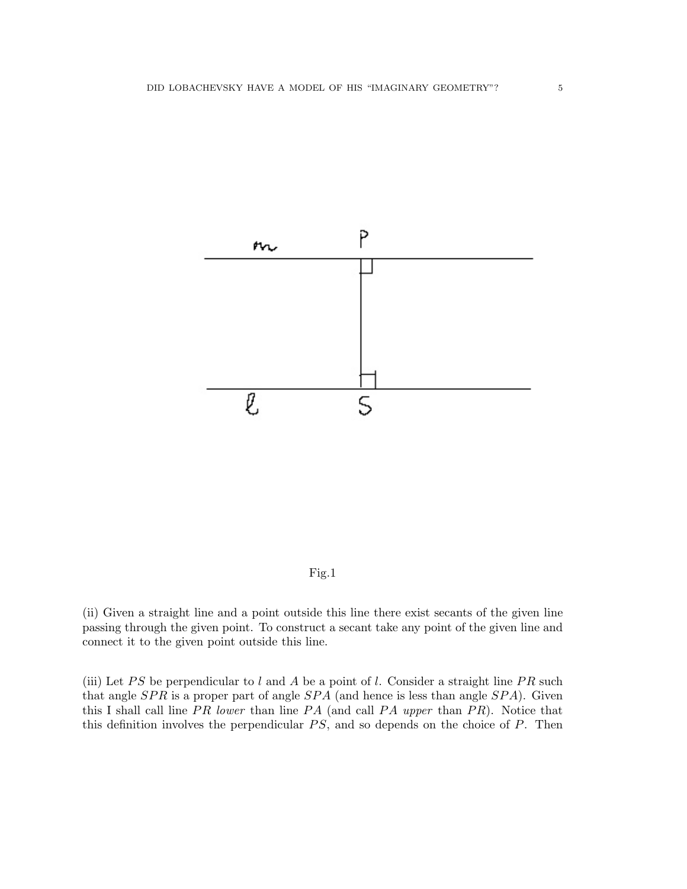Fig.1

(ii) Given a straight line and a point outside this line there exist secants of the given line passing through the given point. To construct a secant take any point of the given line and connect it to the given point outside this line.

(iii) Let $PS$ be perpendicular to $l$ and $A$ be a point of $l$. Consider a straight line $PR$ such that angle $SPR$ is a proper part of angle $SPA$ (and hence is less than angle $SPA$). Given this I shall call line $PR$ *lower* than line $PA$ (and call $PA$ *upper* than $PR$). Notice that this definition involves the perpendicular $PS$, and so depends on the choice of $P$. Then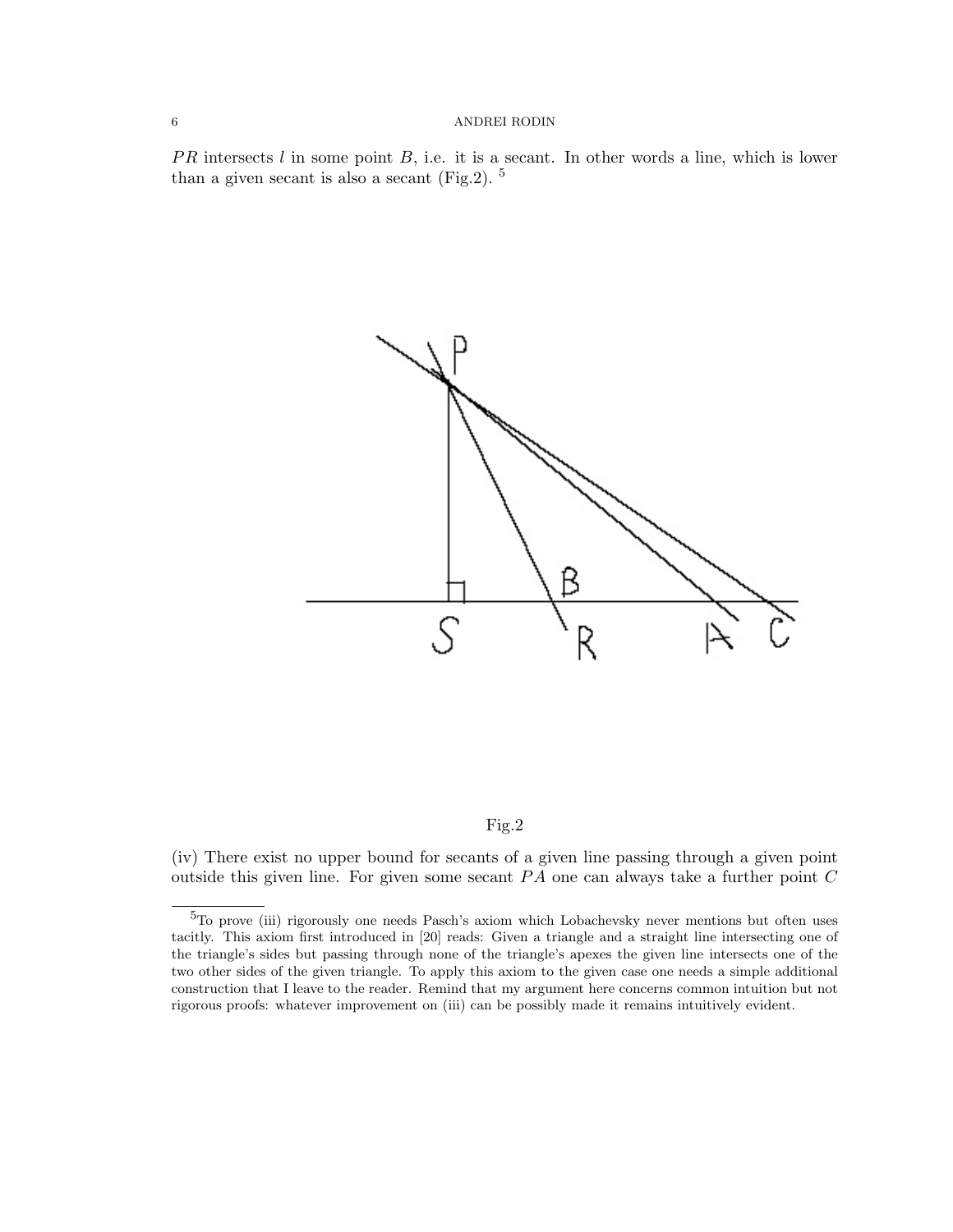$PR$ intersects $l$ in some point $B$, i.e. it is a secant. In other words a line, which is lower than a given secant is also a secant (Fig.2). [5]

Fig.2

(iv) There exist no upper bound for secants of a given line passing through a given point outside this given line. For given some secant $PA$ one can always take a further point $C$

[5] To prove (iii) rigorously one needs Pasch's axiom which Lobachevsky never mentions but often uses tacitly. This axiom first introduced in [20] reads: Given a triangle and a straight line intersecting one of the triangle's sides but passing through none of the triangle's apexes the given line intersects one of the two other sides of the given triangle. To apply this axiom to the given case one needs a simple additional construction that I leave to the reader. Remind that my argument here concerns common intuition but not rigorous proofs: whatever improvement on (iii) can be possibly made it remains intuitively evident.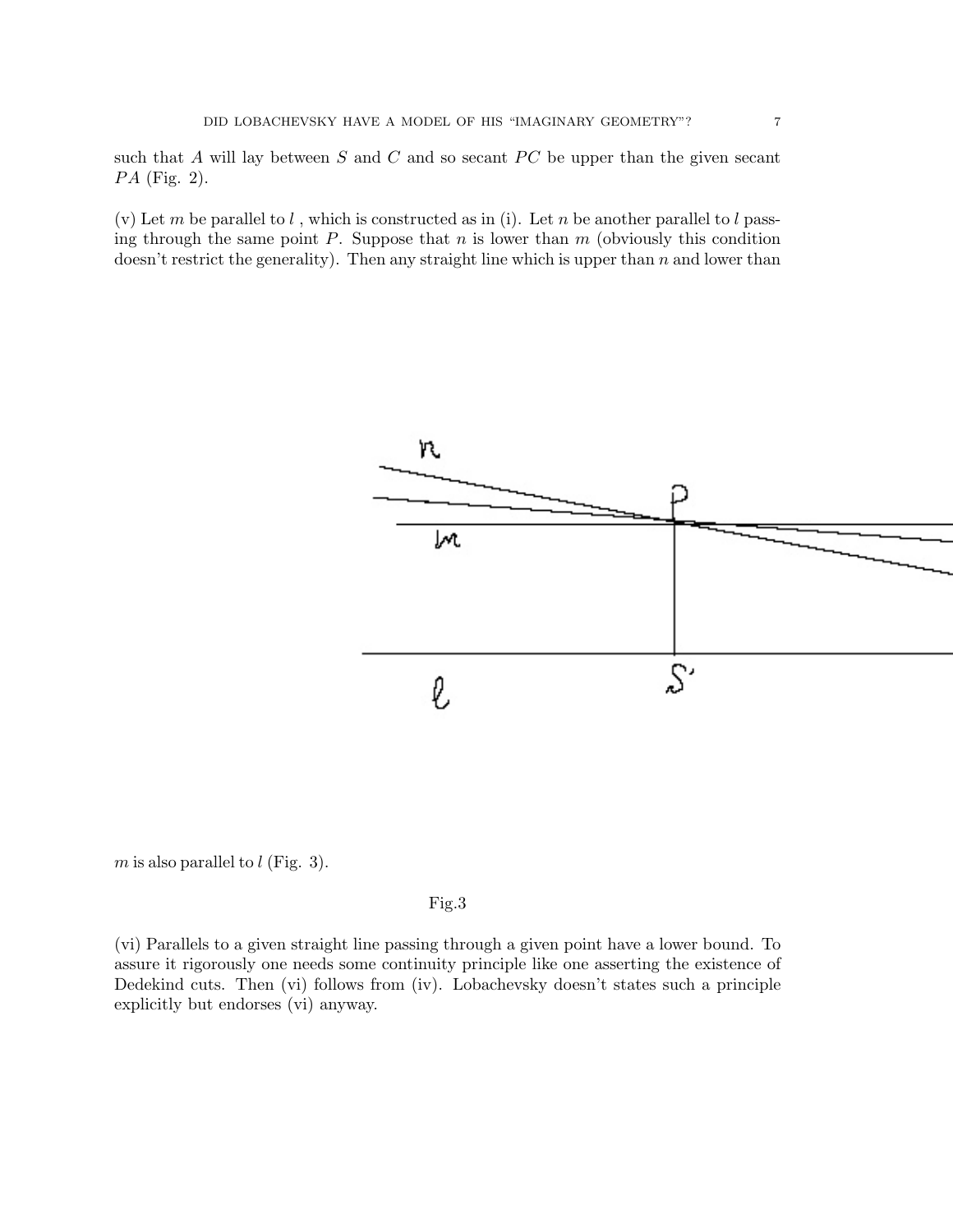such that $A$ will lay between $S$ and $C$ and so secant $PC$ be upper than the given secant $PA$ (Fig. 2).

(v) Let $m$ be parallel to $l$ , which is constructed as in (i). Let $n$ be another parallel to $l$ passing through the same point $P$. Suppose that $n$ is lower than $m$ (obviously this condition doesn't restrict the generality). Then any straight line which is upper than $n$ and lower than $m$ is also parallel to $l$ (Fig. 3).

Fig.3

(vi) Parallels to a given straight line passing through a given point have a lower bound. To assure it rigorously one needs some continuity principle like one asserting the existence of Dedekind cuts. Then (vi) follows from (iv). Lobachevsky doesn't states such a principle explicitly but endorses (vi) anyway.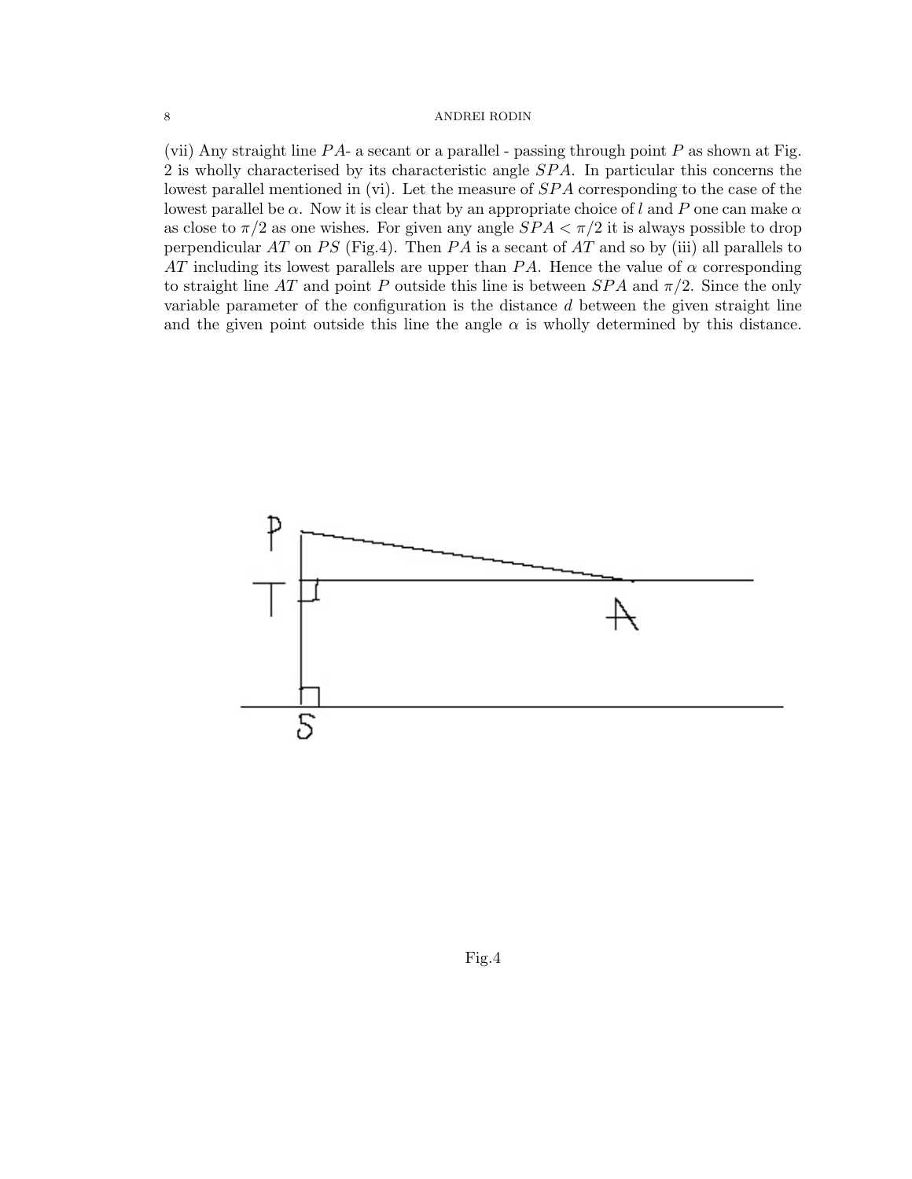(vii) Any straight line $PA$- a secant or a parallel - passing through point $P$ as shown at Fig. 2 is wholly characterised by its characteristic angle $SPA$. In particular this concerns the lowest parallel mentioned in (vi). Let the measure of $SPA$ corresponding to the case of the lowest parallel be $\alpha$. Now it is clear that by an appropriate choice of $l$ and $P$ one can make $\alpha$ as close to $\pi/2$ as one wishes. For given any angle $SPA < \pi/2$ it is always possible to drop perpendicular $AT$ on $PS$ (Fig.4). Then $PA$ is a secant of $AT$ and so by (iii) all parallels to $AT$ including its lowest parallels are upper than $PA$. Hence the value of $\alpha$ corresponding to straight line $AT$ and point $P$ outside this line is between $SPA$ and $\pi/2$. Since the only variable parameter of the configuration is the distance $d$ between the given straight line and the given point outside this line the angle $\alpha$ is wholly determined by this distance.

Fig.4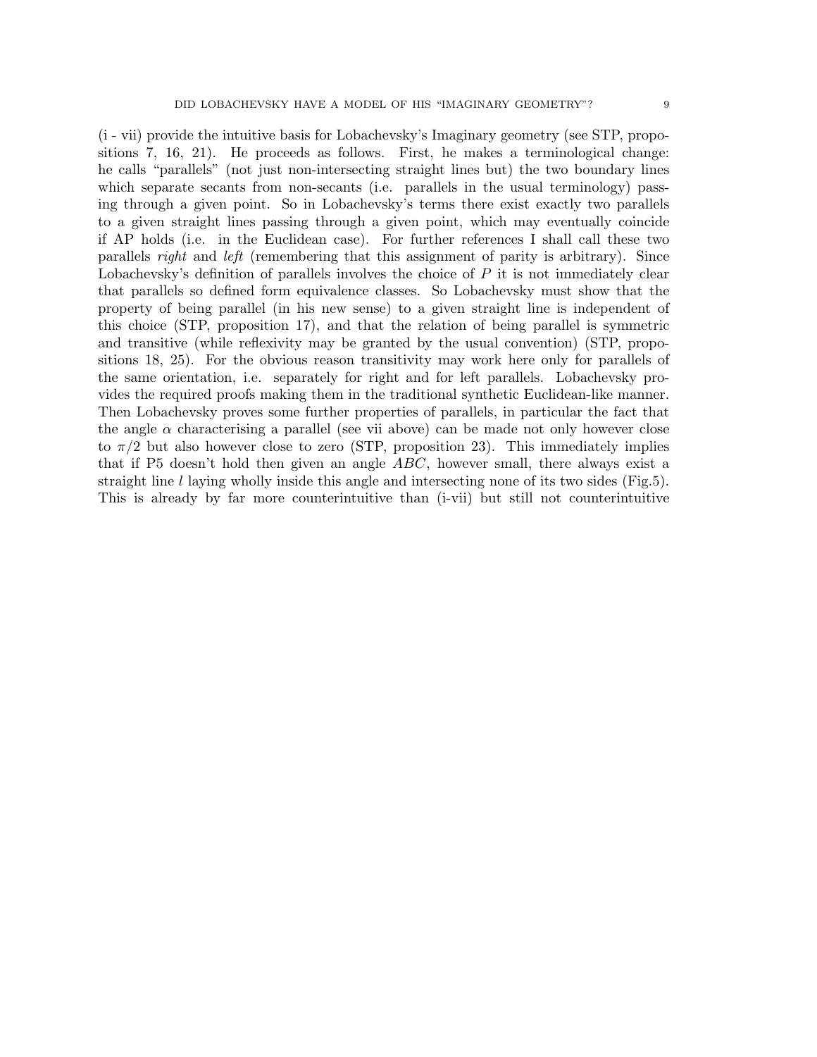(i - vii) provide the intuitive basis for Lobachevsky's Imaginary geometry (see STP, propositions 7, 16, 21). He proceeds as follows. First, he makes a terminological change: he calls "parallels" (not just non-intersecting straight lines but) the two boundary lines which separate secants from non-secants (i.e. parallels in the usual terminology) passing through a given point. So in Lobachevsky's terms there exist exactly two parallels to a given straight lines passing through a given point, which may eventually coincide if AP holds (i.e. in the Euclidean case). For further references I shall call these two parallels *right* and *left* (remembering that this assignment of parity is arbitrary). Since Lobachevsky's definition of parallels involves the choice of $P$ it is not immediately clear that parallels so defined form equivalence classes. So Lobachevsky must show that the property of being parallel (in his new sense) to a given straight line is independent of this choice (STP, proposition 17), and that the relation of being parallel is symmetric and transitive (while reflexivity may be granted by the usual convention) (STP, propositions 18, 25). For the obvious reason transitivity may work here only for parallels of the same orientation, i.e. separately for right and for left parallels. Lobachevsky provides the required proofs making them in the traditional synthetic Euclidean-like manner. Then Lobachevsky proves some further properties of parallels, in particular the fact that the angle $\alpha$ characterising a parallel (see vii above) can be made not only however close to $\pi/2$ but also however close to zero (STP, proposition 23). This immediately implies that if P5 doesn't hold then given an angle $ABC$, however small, there always exist a straight line $l$ laying wholly inside this angle and intersecting none of its two sides (Fig.5). This is already by far more counterintuitive than (i-vii) but still not counterintuitive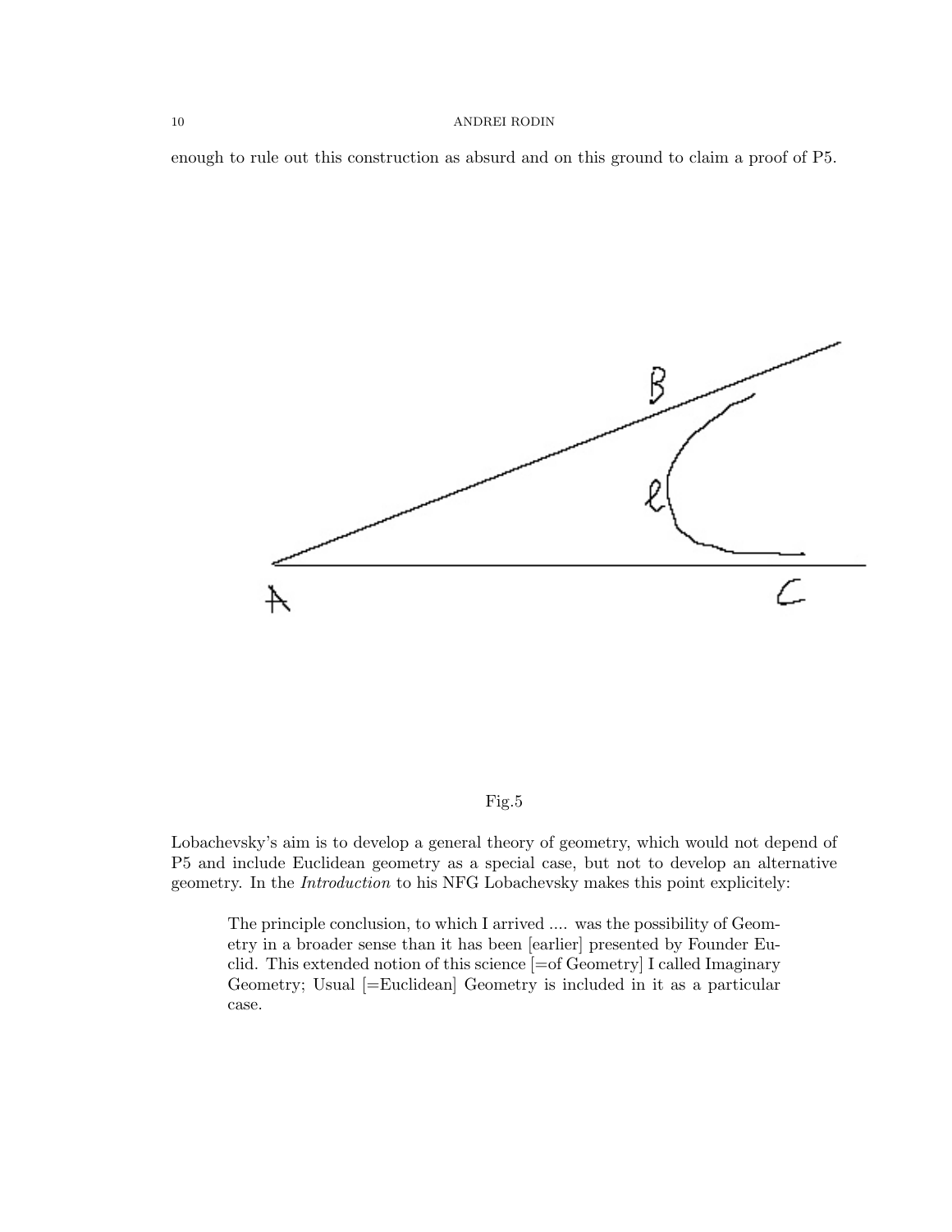enough to rule out this construction as absurd and on this ground to claim a proof of P5.

Fig.5

Lobachevsky's aim is to develop a general theory of geometry, which would not depend of P5 and include Euclidean geometry as a special case, but not to develop an alternative geometry. In the *Introduction* to his NFG Lobachevsky makes this point explicitely:

> The principle conclusion, to which I arrived .... was the possibility of Geometry in a broader sense than it has been [earlier] presented by Founder Euclid. This extended notion of this science [=of Geometry] I called Imaginary Geometry; Usual [=Euclidean] Geometry is included in it as a particular case.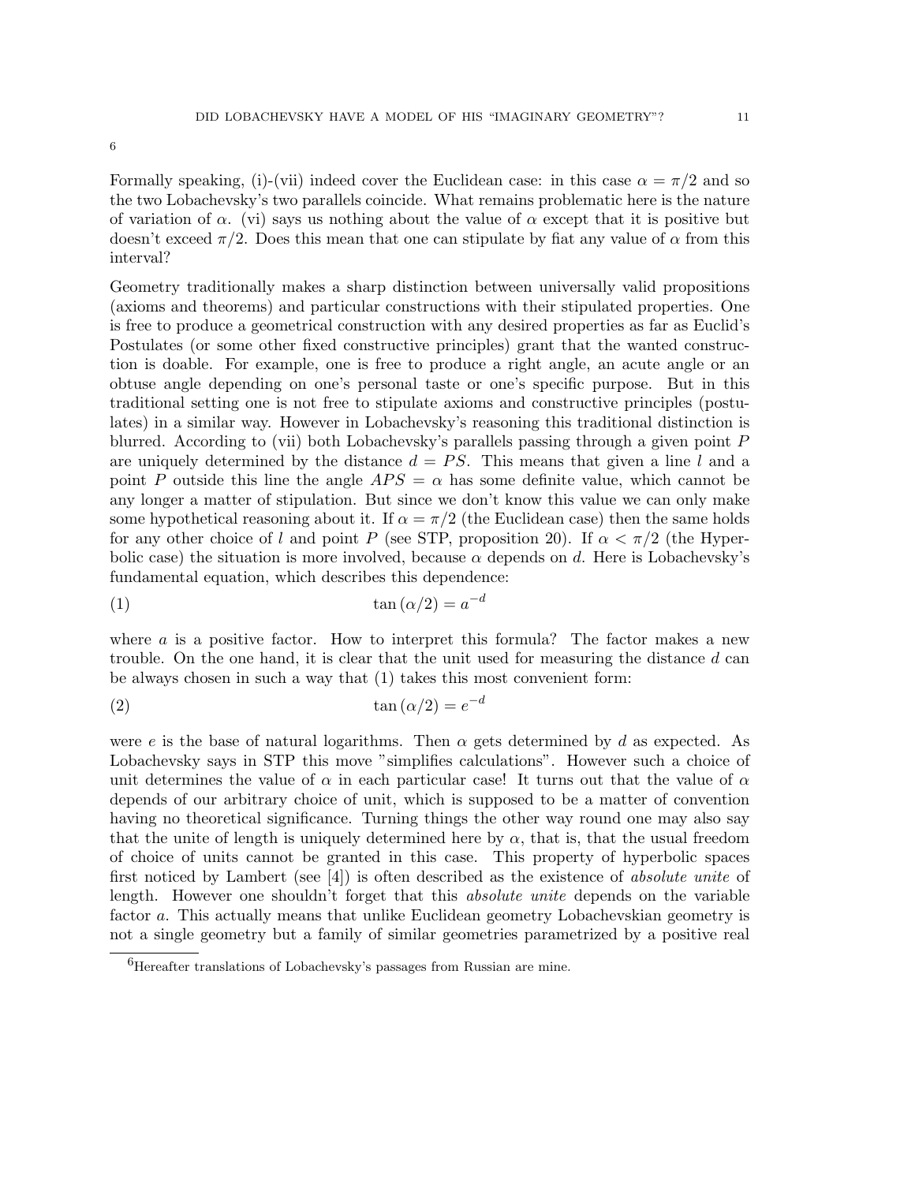6

Formally speaking, (i)-(vii) indeed cover the Euclidean case: in this case $\alpha = \pi/2$ and so the two Lobachevsky's two parallels coincide. What remains problematic here is the nature of variation of $\alpha$. (vi) says us nothing about the value of $\alpha$ except that it is positive but doesn't exceed $\pi/2$. Does this mean that one can stipulate by fiat any value of $\alpha$ from this interval?

Geometry traditionally makes a sharp distinction between universally valid propositions (axioms and theorems) and particular constructions with their stipulated properties. One is free to produce a geometrical construction with any desired properties as far as Euclid's Postulates (or some other fixed constructive principles) grant that the wanted construction is doable. For example, one is free to produce a right angle, an acute angle or an obtuse angle depending on one's personal taste or one's specific purpose. But in this traditional setting one is not free to stipulate axioms and constructive principles (postulates) in a similar way. However in Lobachevsky's reasoning this traditional distinction is blurred. According to (vii) both Lobachevsky's parallels passing through a given point $P$ are uniquely determined by the distance $d = PS$. This means that given a line $l$ and a point $P$ outside this line the angle $APS = \alpha$ has some definite value, which cannot be any longer a matter of stipulation. But since we don't know this value we can only make some hypothetical reasoning about it. If $\alpha = \pi/2$ (the Euclidean case) then the same holds for any other choice of $l$ and point $P$ (see STP, proposition 20). If $\alpha < \pi/2$ (the Hyperbolic case) the situation is more involved, because $\alpha$ depends on $d$. Here is Lobachevsky's fundamental equation, which describes this dependence:

$$\tan(\alpha/2) = a^{-d} \tag{1}$$

where $a$ is a positive factor. How to interpret this formula? The factor makes a new trouble. On the one hand, it is clear that the unit used for measuring the distance $d$ can be always chosen in such a way that (1) takes this most convenient form:

$$\tan(\alpha/2) = e^{-d} \tag{2}$$

were $e$ is the base of natural logarithms. Then $\alpha$ gets determined by $d$ as expected. As Lobachevsky says in STP this move "simplifies calculations". However such a choice of unit determines the value of $\alpha$ in each particular case! It turns out that the value of $\alpha$ depends of our arbitrary choice of unit, which is supposed to be a matter of convention having no theoretical significance. Turning things the other way round one may also say that the unite of length is uniquely determined here by $\alpha$, that is, that the usual freedom of choice of units cannot be granted in this case. This property of hyperbolic spaces first noticed by Lambert (see [4]) is often described as the existence of *absolute unite* of length. However one shouldn't forget that this *absolute unite* depends on the variable factor $a$. This actually means that unlike Euclidean geometry Lobachevskian geometry is not a single geometry but a family of similar geometries parametrized by a positive real

[6] Hereafter translations of Lobachevsky's passages from Russian are mine.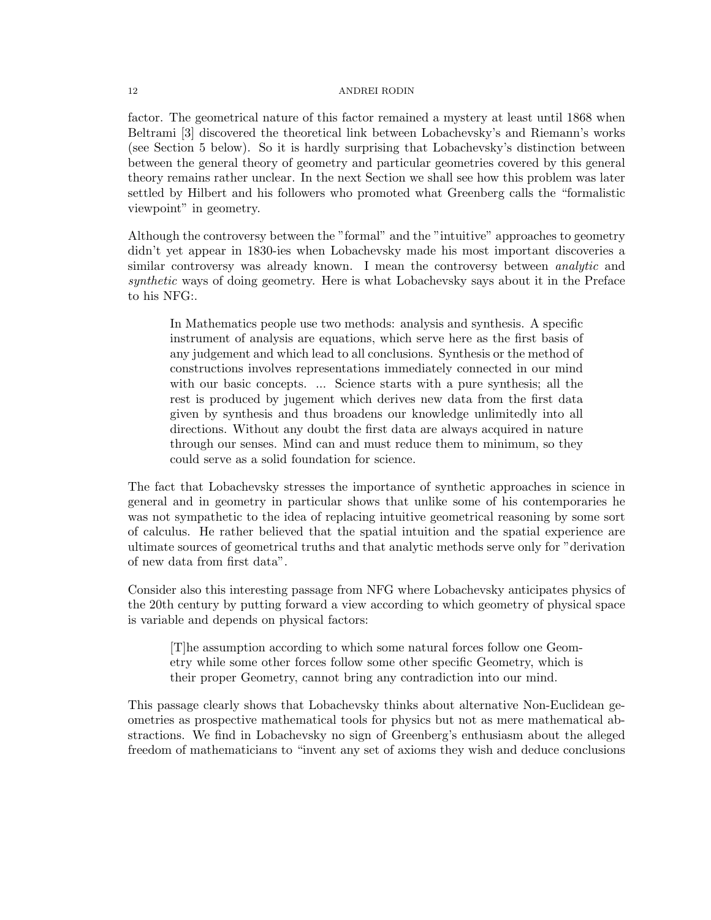factor. The geometrical nature of this factor remained a mystery at least until 1868 when Beltrami [3] discovered the theoretical link between Lobachevsky's and Riemann's works (see Section 5 below). So it is hardly surprising that Lobachevsky's distinction between between the general theory of geometry and particular geometries covered by this general theory remains rather unclear. In the next Section we shall see how this problem was later settled by Hilbert and his followers who promoted what Greenberg calls the "formalistic viewpoint" in geometry.

Although the controversy between the "formal" and the "intuitive" approaches to geometry didn't yet appear in 1830-ies when Lobachevsky made his most important discoveries a similar controversy was already known. I mean the controversy between *analytic* and *synthetic* ways of doing geometry. Here is what Lobachevsky says about it in the Preface to his NFG:.

> In Mathematics people use two methods: analysis and synthesis. A specific instrument of analysis are equations, which serve here as the first basis of any judgement and which lead to all conclusions. Synthesis or the method of constructions involves representations immediately connected in our mind with our basic concepts. ... Science starts with a pure synthesis; all the rest is produced by jugement which derives new data from the first data given by synthesis and thus broadens our knowledge unlimitedly into all directions. Without any doubt the first data are always acquired in nature through our senses. Mind can and must reduce them to minimum, so they could serve as a solid foundation for science.

The fact that Lobachevsky stresses the importance of synthetic approaches in science in general and in geometry in particular shows that unlike some of his contemporaries he was not sympathetic to the idea of replacing intuitive geometrical reasoning by some sort of calculus. He rather believed that the spatial intuition and the spatial experience are ultimate sources of geometrical truths and that analytic methods serve only for "derivation of new data from first data".

Consider also this interesting passage from NFG where Lobachevsky anticipates physics of the 20th century by putting forward a view according to which geometry of physical space is variable and depends on physical factors:

> [T]he assumption according to which some natural forces follow one Geometry while some other forces follow some other specific Geometry, which is their proper Geometry, cannot bring any contradiction into our mind.

This passage clearly shows that Lobachevsky thinks about alternative Non-Euclidean geometries as prospective mathematical tools for physics but not as mere mathematical abstractions. We find in Lobachevsky no sign of Greenberg's enthusiasm about the alleged freedom of mathematicians to "invent any set of axioms they wish and deduce conclusions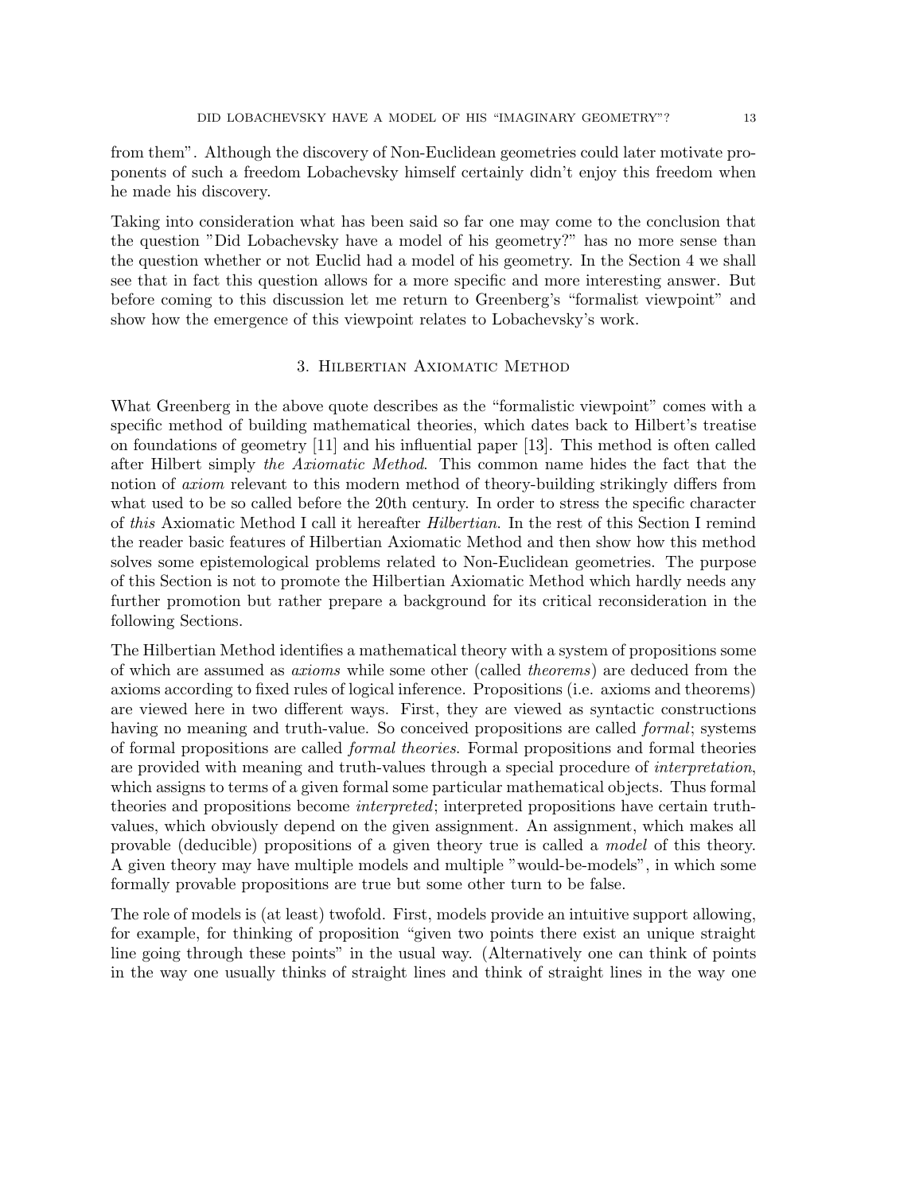from them". Although the discovery of Non-Euclidean geometries could later motivate proponents of such a freedom Lobachevsky himself certainly didn't enjoy this freedom when he made his discovery.

Taking into consideration what has been said so far one may come to the conclusion that the question "Did Lobachevsky have a model of his geometry?" has no more sense than the question whether or not Euclid had a model of his geometry. In the Section 4 we shall see that in fact this question allows for a more specific and more interesting answer. But before coming to this discussion let me return to Greenberg's "formalist viewpoint" and show how the emergence of this viewpoint relates to Lobachevsky's work.

## 3. Hilbertian Axiomatic Method

What Greenberg in the above quote describes as the "formalistic viewpoint" comes with a specific method of building mathematical theories, which dates back to Hilbert's treatise on foundations of geometry [11] and his influential paper [13]. This method is often called after Hilbert simply *the Axiomatic Method*. This common name hides the fact that the notion of *axiom* relevant to this modern method of theory-building strikingly differs from what used to be so called before the 20th century. In order to stress the specific character of *this* Axiomatic Method I call it hereafter *Hilbertian*. In the rest of this Section I remind the reader basic features of Hilbertian Axiomatic Method and then show how this method solves some epistemological problems related to Non-Euclidean geometries. The purpose of this Section is not to promote the Hilbertian Axiomatic Method which hardly needs any further promotion but rather prepare a background for its critical reconsideration in the following Sections.

The Hilbertian Method identifies a mathematical theory with a system of propositions some of which are assumed as *axioms* while some other (called *theorems*) are deduced from the axioms according to fixed rules of logical inference. Propositions (i.e. axioms and theorems) are viewed here in two different ways. First, they are viewed as syntactic constructions having no meaning and truth-value. So conceived propositions are called *formal*; systems of formal propositions are called *formal theories*. Formal propositions and formal theories are provided with meaning and truth-values through a special procedure of *interpretation*, which assigns to terms of a given formal some particular mathematical objects. Thus formal theories and propositions become *interpreted*; interpreted propositions have certain truth-values, which obviously depend on the given assignment. An assignment, which makes all provable (deducible) propositions of a given theory true is called a *model* of this theory. A given theory may have multiple models and multiple "would-be-models", in which some formally provable propositions are true but some other turn to be false.

The role of models is (at least) twofold. First, models provide an intuitive support allowing, for example, for thinking of proposition "given two points there exist an unique straight line going through these points" in the usual way. (Alternatively one can think of points in the way one usually thinks of straight lines and think of straight lines in the way one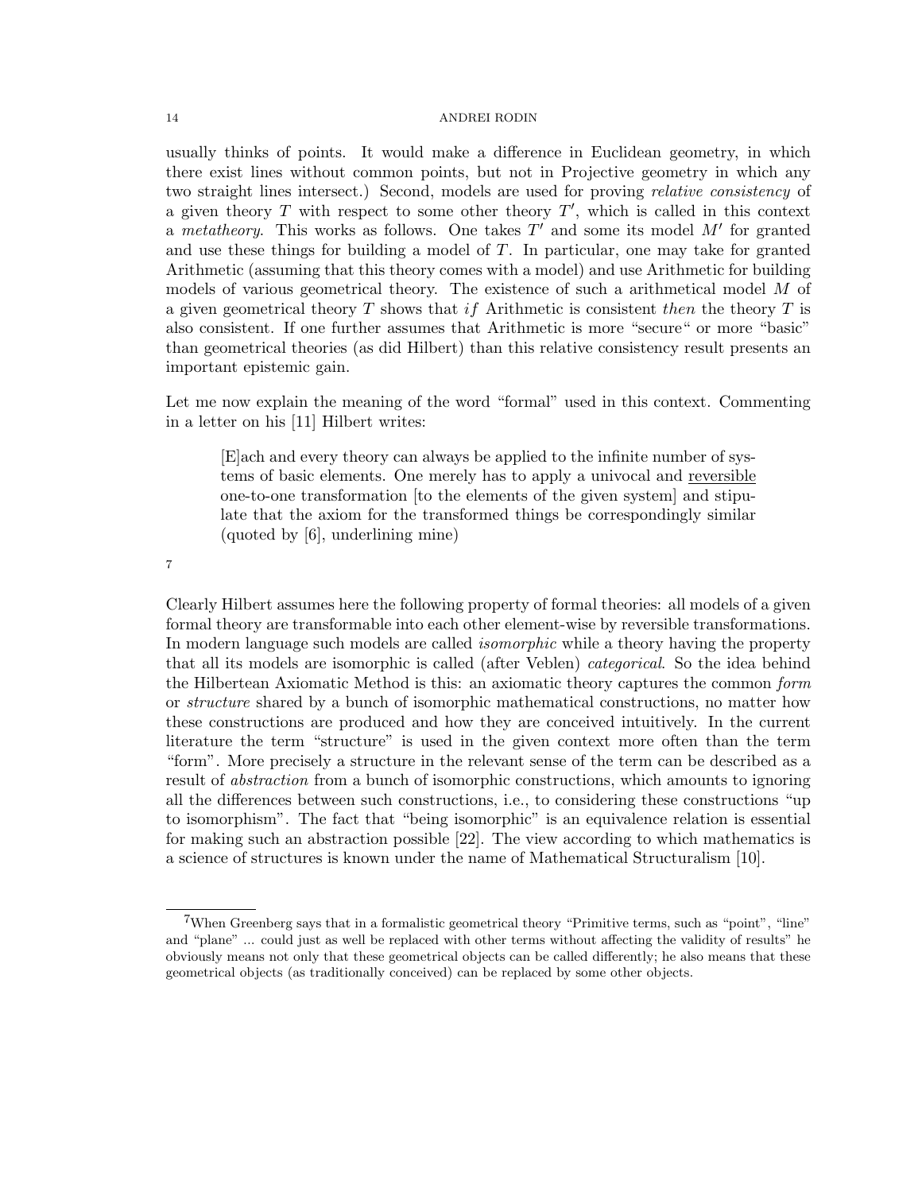usually thinks of points. It would make a difference in Euclidean geometry, in which there exist lines without common points, but not in Projective geometry in which any two straight lines intersect.) Second, models are used for proving *relative consistency* of a given theory $T$ with respect to some other theory $T'$, which is called in this context a *metatheory*. This works as follows. One takes $T'$ and some its model $M'$ for granted and use these things for building a model of $T$. In particular, one may take for granted Arithmetic (assuming that this theory comes with a model) and use Arithmetic for building models of various geometrical theory. The existence of such a arithmetical model $M$ of a given geometrical theory $T$ shows that *if* Arithmetic is consistent *then* the theory $T$ is also consistent. If one further assumes that Arithmetic is more "secure" or more "basic" than geometrical theories (as did Hilbert) than this relative consistency result presents an important epistemic gain.

Let me now explain the meaning of the word "formal" used in this context. Commenting in a letter on his [11] Hilbert writes:

> [E]ach and every theory can always be applied to the infinite number of systems of basic elements. One merely has to apply a univocal and <u>reversible</u> one-to-one transformation [to the elements of the given system] and stipulate that the axiom for the transformed things be correspondingly similar (quoted by [6], underlining mine)

[7]

Clearly Hilbert assumes here the following property of formal theories: all models of a given formal theory are transformable into each other element-wise by reversible transformations. In modern language such models are called *isomorphic* while a theory having the property that all its models are isomorphic is called (after Veblen) *categorical*. So the idea behind the Hilbertean Axiomatic Method is this: an axiomatic theory captures the common *form* or *structure* shared by a bunch of isomorphic mathematical constructions, no matter how these constructions are produced and how they are conceived intuitively. In the current literature the term "structure" is used in the given context more often than the term "form". More precisely a structure in the relevant sense of the term can be described as a result of *abstraction* from a bunch of isomorphic constructions, which amounts to ignoring all the differences between such constructions, i.e., to considering these constructions "up to isomorphism". The fact that "being isomorphic" is an equivalence relation is essential for making such an abstraction possible [22]. The view according to which mathematics is a science of structures is known under the name of Mathematical Structuralism [10].

---

[7] When Greenberg says that in a formalistic geometrical theory "Primitive terms, such as "point", "line" and "plane" ... could just as well be replaced with other terms without affecting the validity of results" he obviously means not only that these geometrical objects can be called differently; he also means that these geometrical objects (as traditionally conceived) can be replaced by some other objects.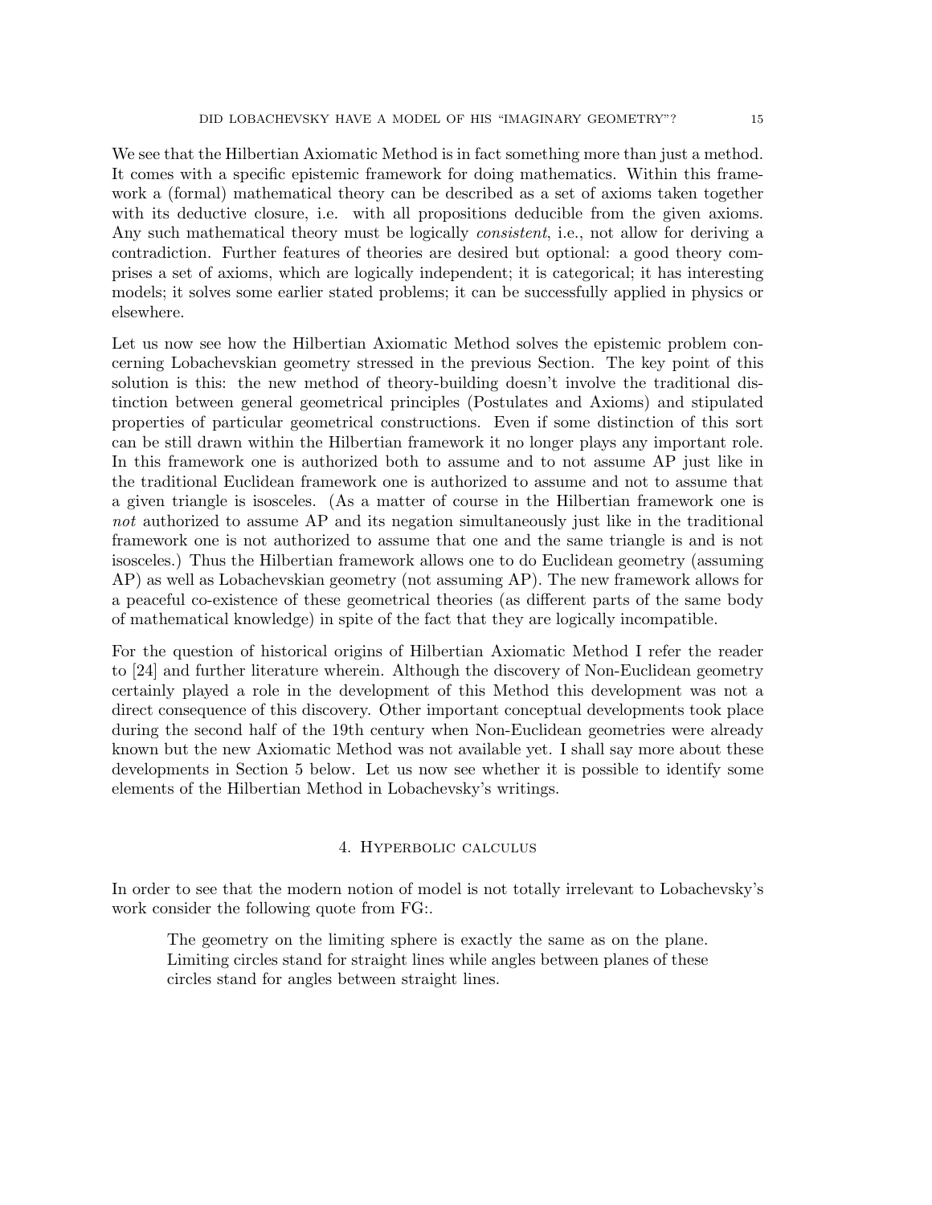We see that the Hilbertian Axiomatic Method is in fact something more than just a method. It comes with a specific epistemic framework for doing mathematics. Within this framework a (formal) mathematical theory can be described as a set of axioms taken together with its deductive closure, i.e. with all propositions deducible from the given axioms. Any such mathematical theory must be logically *consistent*, i.e., not allow for deriving a contradiction. Further features of theories are desired but optional: a good theory comprises a set of axioms, which are logically independent; it is categorical; it has interesting models; it solves some earlier stated problems; it can be successfully applied in physics or elsewhere.

Let us now see how the Hilbertian Axiomatic Method solves the epistemic problem concerning Lobachevskian geometry stressed in the previous Section. The key point of this solution is this: the new method of theory-building doesn't involve the traditional distinction between general geometrical principles (Postulates and Axioms) and stipulated properties of particular geometrical constructions. Even if some distinction of this sort can be still drawn within the Hilbertian framework it no longer plays any important role. In this framework one is authorized both to assume and to not assume AP just like in the traditional Euclidean framework one is authorized to assume and not to assume that a given triangle is isosceles. (As a matter of course in the Hilbertian framework one is *not* authorized to assume AP and its negation simultaneously just like in the traditional framework one is not authorized to assume that one and the same triangle is and is not isosceles.) Thus the Hilbertian framework allows one to do Euclidean geometry (assuming AP) as well as Lobachevskian geometry (not assuming AP). The new framework allows for a peaceful co-existence of these geometrical theories (as different parts of the same body of mathematical knowledge) in spite of the fact that they are logically incompatible.

For the question of historical origins of Hilbertian Axiomatic Method I refer the reader to [24] and further literature wherein. Although the discovery of Non-Euclidean geometry certainly played a role in the development of this Method this development was not a direct consequence of this discovery. Other important conceptual developments took place during the second half of the 19th century when Non-Euclidean geometries were already known but the new Axiomatic Method was not available yet. I shall say more about these developments in Section 5 below. Let us now see whether it is possible to identify some elements of the Hilbertian Method in Lobachevsky's writings.

## 4. Hyperbolic calculus

In order to see that the modern notion of model is not totally irrelevant to Lobachevsky's work consider the following quote from FG:.

> The geometry on the limiting sphere is exactly the same as on the plane. Limiting circles stand for straight lines while angles between planes of these circles stand for angles between straight lines.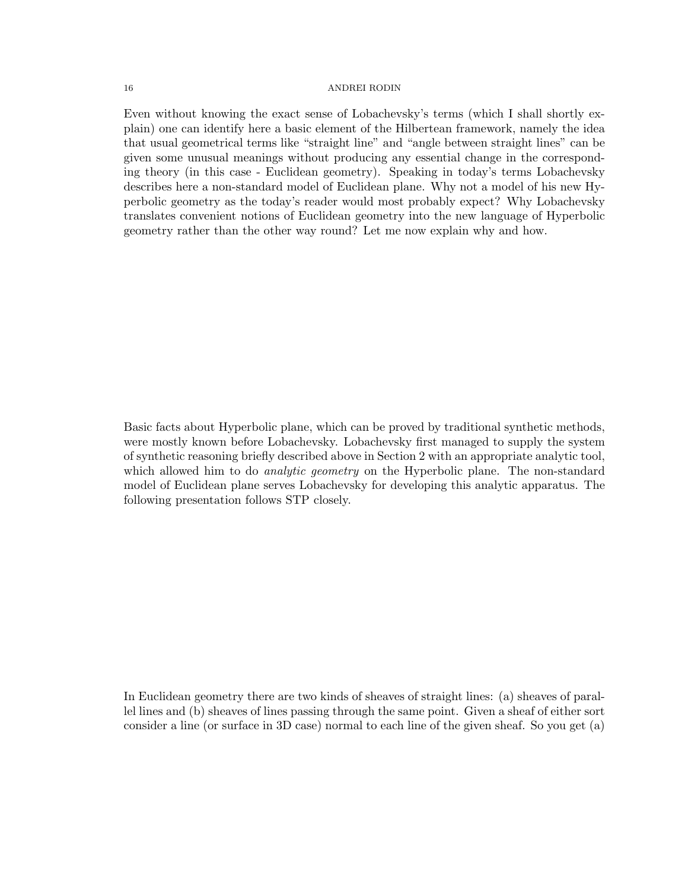Even without knowing the exact sense of Lobachevsky's terms (which I shall shortly explain) one can identify here a basic element of the Hilbertean framework, namely the idea that usual geometrical terms like "straight line" and "angle between straight lines" can be given some unusual meanings without producing any essential change in the corresponding theory (in this case - Euclidean geometry). Speaking in today's terms Lobachevsky describes here a non-standard model of Euclidean plane. Why not a model of his new Hyperbolic geometry as the today's reader would most probably expect? Why Lobachevsky translates convenient notions of Euclidean geometry into the new language of Hyperbolic geometry rather than the other way round? Let me now explain why and how.

Basic facts about Hyperbolic plane, which can be proved by traditional synthetic methods, were mostly known before Lobachevsky. Lobachevsky first managed to supply the system of synthetic reasoning briefly described above in Section 2 with an appropriate analytic tool, which allowed him to do *analytic geometry* on the Hyperbolic plane. The non-standard model of Euclidean plane serves Lobachevsky for developing this analytic apparatus. The following presentation follows STP closely.

In Euclidean geometry there are two kinds of sheaves of straight lines: (a) sheaves of parallel lines and (b) sheaves of lines passing through the same point. Given a sheaf of either sort consider a line (or surface in 3D case) normal to each line of the given sheaf. So you get (a)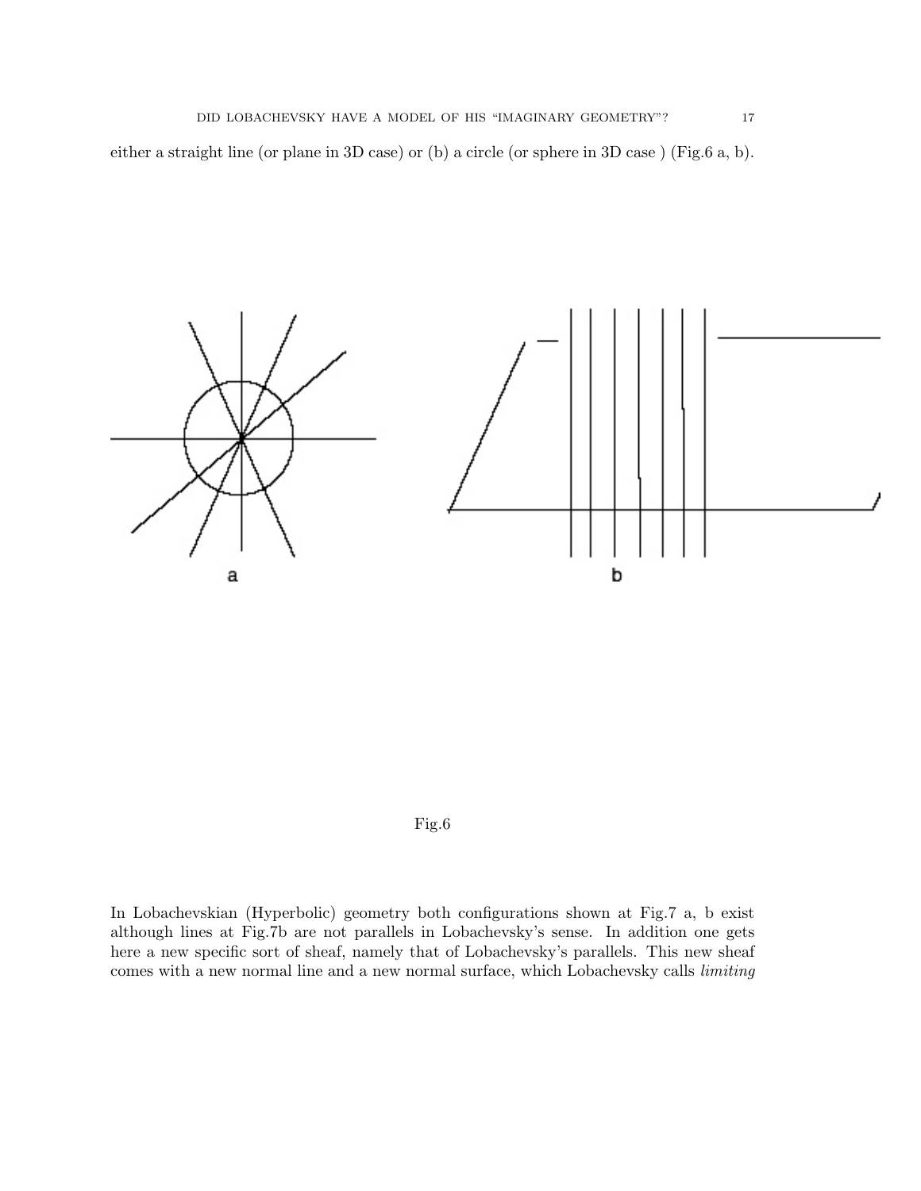either a straight line (or plane in 3D case) or (b) a circle (or sphere in 3D case ) (Fig.6 a, b).

Fig.6

In Lobachevskian (Hyperbolic) geometry both configurations shown at Fig.7 a, b exist although lines at Fig.7b are not parallels in Lobachevsky's sense. In addition one gets here a new specific sort of sheaf, namely that of Lobachevsky's parallels. This new sheaf comes with a new normal line and a new normal surface, which Lobachevsky calls *limiting*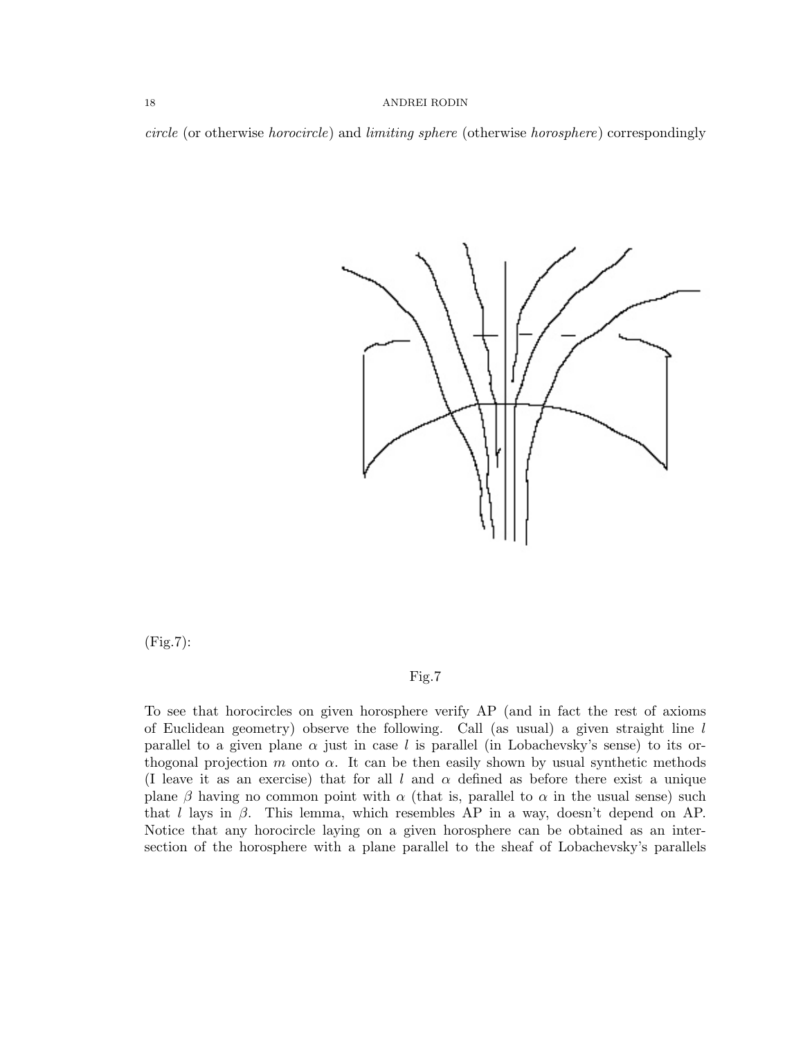*circle* (or otherwise *horocircle*) and *limiting sphere* (otherwise *horosphere*) correspondingly

(Fig.7):

Fig.7

To see that horocircles on given horosphere verify AP (and in fact the rest of axioms of Euclidean geometry) observe the following. Call (as usual) a given straight line $l$ parallel to a given plane $\alpha$ just in case $l$ is parallel (in Lobachevsky's sense) to its orthogonal projection $m$ onto $\alpha$. It can be then easily shown by usual synthetic methods (I leave it as an exercise) that for all $l$ and $\alpha$ defined as before there exist a unique plane $\beta$ having no common point with $\alpha$ (that is, parallel to $\alpha$ in the usual sense) such that $l$ lays in $\beta$. This lemma, which resembles AP in a way, doesn't depend on AP. Notice that any horocircle laying on a given horosphere can be obtained as an intersection of the horosphere with a plane parallel to the sheaf of Lobachevsky's parallels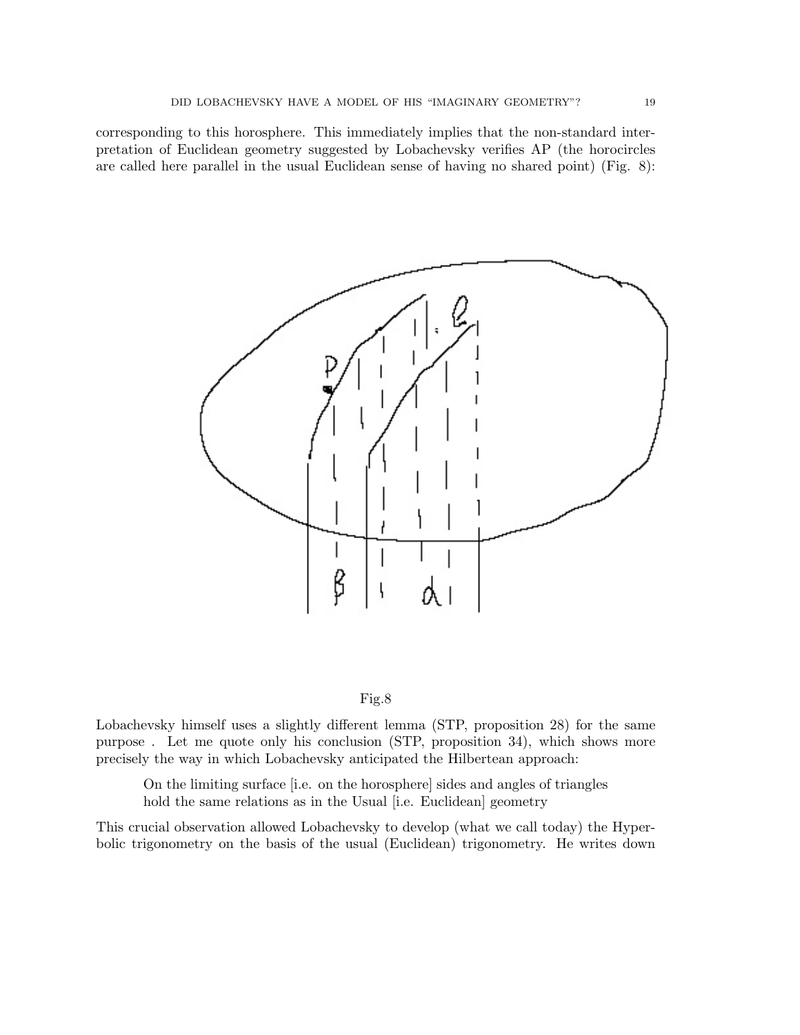corresponding to this horosphere. This immediately implies that the non-standard interpretation of Euclidean geometry suggested by Lobachevsky verifies AP (the horocircles are called here parallel in the usual Euclidean sense of having no shared point) (Fig. 8):

Fig.8

Lobachevsky himself uses a slightly different lemma (STP, proposition 28) for the same purpose . Let me quote only his conclusion (STP, proposition 34), which shows more precisely the way in which Lobachevsky anticipated the Hilbertean approach:

> On the limiting surface [i.e. on the horosphere] sides and angles of triangles hold the same relations as in the Usual [i.e. Euclidean] geometry

This crucial observation allowed Lobachevsky to develop (what we call today) the Hyperbolic trigonometry on the basis of the usual (Euclidean) trigonometry. He writes down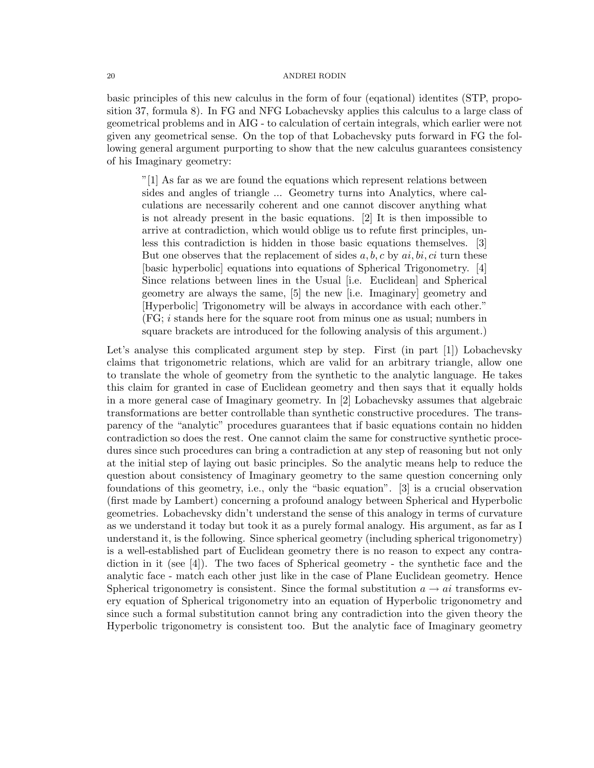basic principles of this new calculus in the form of four (eqational) identites (STP, proposition 37, formula 8). In FG and NFG Lobachevsky applies this calculus to a large class of geometrical problems and in AIG - to calculation of certain integrals, which earlier were not given any geometrical sense. On the top of that Lobachevsky puts forward in FG the following general argument purporting to show that the new calculus guarantees consistency of his Imaginary geometry:

> "[1] As far as we are found the equations which represent relations between sides and angles of triangle ... Geometry turns into Analytics, where calculations are necessarily coherent and one cannot discover anything what is not already present in the basic equations. [2] It is then impossible to arrive at contradiction, which would oblige us to refute first principles, unless this contradiction is hidden in those basic equations themselves. [3] But one observes that the replacement of sides $a, b, c$ by $ai, bi, ci$ turn these [basic hyperbolic] equations into equations of Spherical Trigonometry. [4] Since relations between lines in the Usual [i.e. Euclidean] and Spherical geometry are always the same, [5] the new [i.e. Imaginary] geometry and [Hyperbolic] Trigonometry will be always in accordance with each other." (FG; $i$ stands here for the square root from minus one as usual; numbers in square brackets are introduced for the following analysis of this argument.)

Let's analyse this complicated argument step by step. First (in part [1]) Lobachevsky claims that trigonometric relations, which are valid for an arbitrary triangle, allow one to translate the whole of geometry from the synthetic to the analytic language. He takes this claim for granted in case of Euclidean geometry and then says that it equally holds in a more general case of Imaginary geometry. In [2] Lobachevsky assumes that algebraic transformations are better controllable than synthetic constructive procedures. The transparency of the "analytic" procedures guarantees that if basic equations contain no hidden contradiction so does the rest. One cannot claim the same for constructive synthetic procedures since such procedures can bring a contradiction at any step of reasoning but not only at the initial step of laying out basic principles. So the analytic means help to reduce the question about consistency of Imaginary geometry to the same question concerning only foundations of this geometry, i.e., only the "basic equation". [3] is a crucial observation (first made by Lambert) concerning a profound analogy between Spherical and Hyperbolic geometries. Lobachevsky didn't understand the sense of this analogy in terms of curvature as we understand it today but took it as a purely formal analogy. His argument, as far as I understand it, is the following. Since spherical geometry (including spherical trigonometry) is a well-established part of Euclidean geometry there is no reason to expect any contradiction in it (see [4]). The two faces of Spherical geometry - the synthetic face and the analytic face - match each other just like in the case of Plane Euclidean geometry. Hence Spherical trigonometry is consistent. Since the formal substitution $a \to ai$ transforms every equation of Spherical trigonometry into an equation of Hyperbolic trigonometry and since such a formal substitution cannot bring any contradiction into the given theory the Hyperbolic trigonometry is consistent too. But the analytic face of Imaginary geometry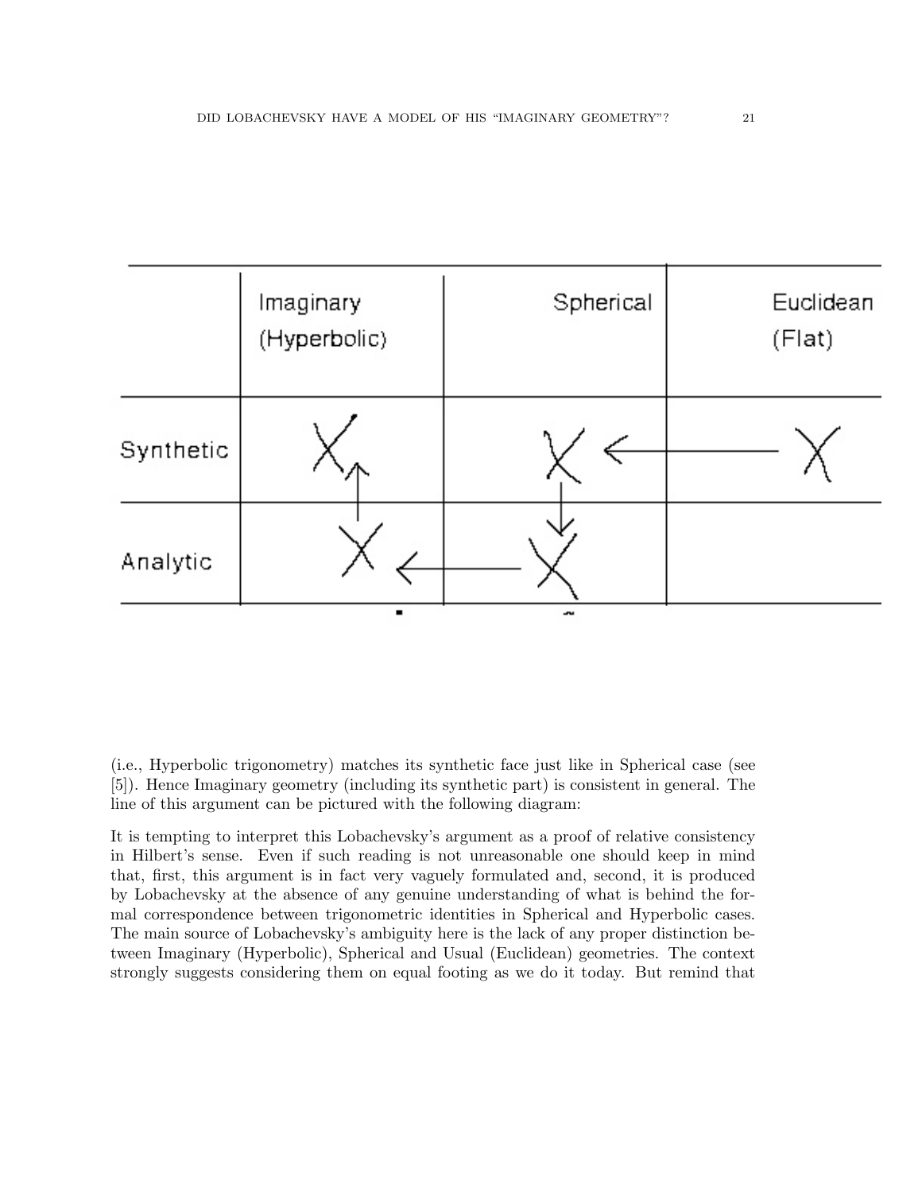(i.e., Hyperbolic trigonometry) matches its synthetic face just like in Spherical case (see [5]). Hence Imaginary geometry (including its synthetic part) is consistent in general. The line of this argument can be pictured with the following diagram:

| | Imaginary (Hyperbolic) | Spherical | Euclidean (Flat) |
|---|---|---|---|
| Synthetic | X ↑ | X ← | X |
| Analytic | X ← | ↓ X | |

It is tempting to interpret this Lobachevsky's argument as a proof of relative consistency in Hilbert's sense. Even if such reading is not unreasonable one should keep in mind that, first, this argument is in fact very vaguely formulated and, second, it is produced by Lobachevsky at the absence of any genuine understanding of what is behind the formal correspondence between trigonometric identities in Spherical and Hyperbolic cases. The main source of Lobachevsky's ambiguity here is the lack of any proper distinction between Imaginary (Hyperbolic), Spherical and Usual (Euclidean) geometries. The context strongly suggests considering them on equal footing as we do it today. But remind that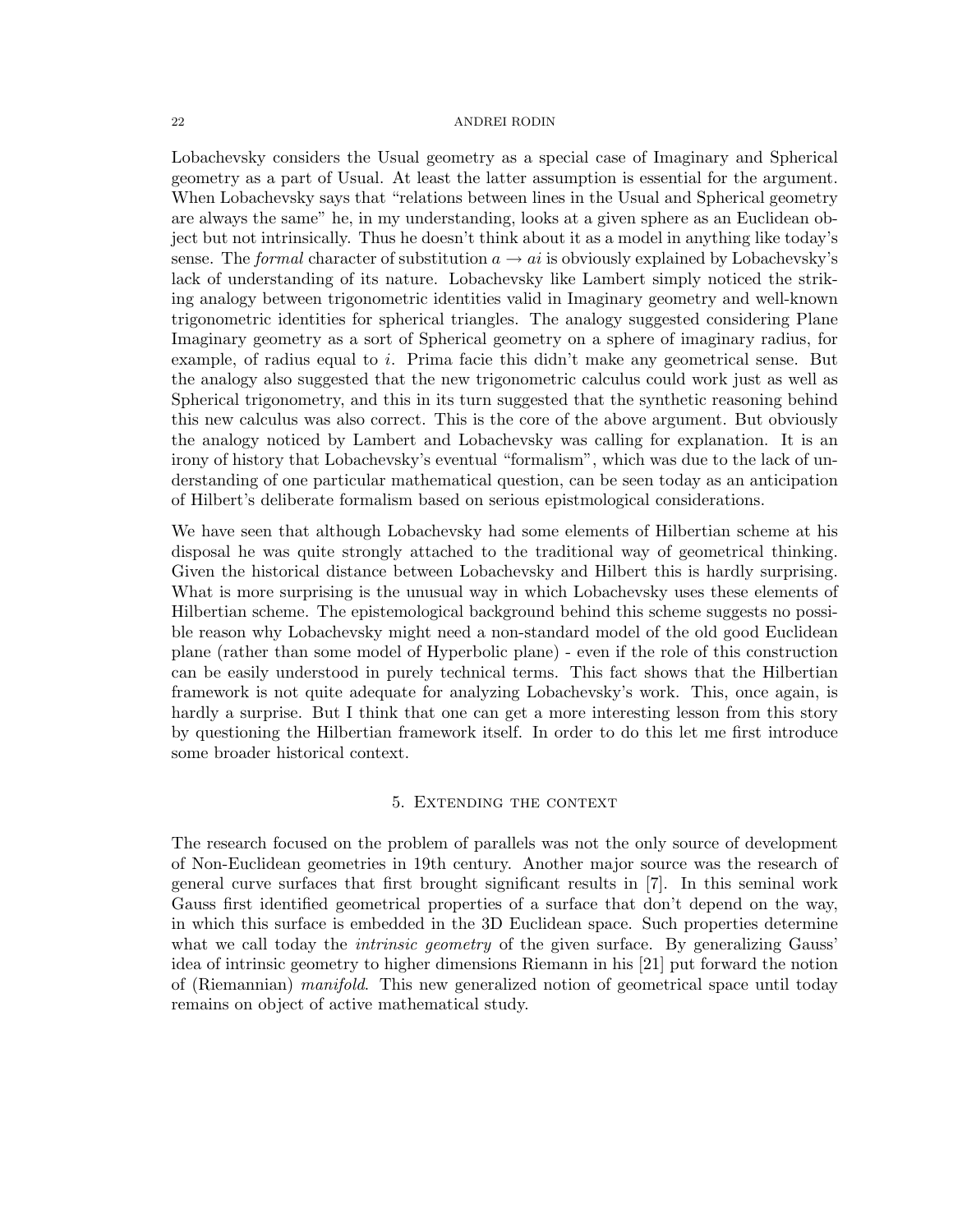Lobachevsky considers the Usual geometry as a special case of Imaginary and Spherical geometry as a part of Usual. At least the latter assumption is essential for the argument. When Lobachevsky says that "relations between lines in the Usual and Spherical geometry are always the same" he, in my understanding, looks at a given sphere as an Euclidean object but not intrinsically. Thus he doesn't think about it as a model in anything like today's sense. The *formal* character of substitution $a \to ai$ is obviously explained by Lobachevsky's lack of understanding of its nature. Lobachevsky like Lambert simply noticed the striking analogy between trigonometric identities valid in Imaginary geometry and well-known trigonometric identities for spherical triangles. The analogy suggested considering Plane Imaginary geometry as a sort of Spherical geometry on a sphere of imaginary radius, for example, of radius equal to $i$. Prima facie this didn't make any geometrical sense. But the analogy also suggested that the new trigonometric calculus could work just as well as Spherical trigonometry, and this in its turn suggested that the synthetic reasoning behind this new calculus was also correct. This is the core of the above argument. But obviously the analogy noticed by Lambert and Lobachevsky was calling for explanation. It is an irony of history that Lobachevsky's eventual "formalism", which was due to the lack of understanding of one particular mathematical question, can be seen today as an anticipation of Hilbert's deliberate formalism based on serious epistmological considerations.

We have seen that although Lobachevsky had some elements of Hilbertian scheme at his disposal he was quite strongly attached to the traditional way of geometrical thinking. Given the historical distance between Lobachevsky and Hilbert this is hardly surprising. What is more surprising is the unusual way in which Lobachevsky uses these elements of Hilbertian scheme. The epistemological background behind this scheme suggests no possible reason why Lobachevsky might need a non-standard model of the old good Euclidean plane (rather than some model of Hyperbolic plane) - even if the role of this construction can be easily understood in purely technical terms. This fact shows that the Hilbertian framework is not quite adequate for analyzing Lobachevsky's work. This, once again, is hardly a surprise. But I think that one can get a more interesting lesson from this story by questioning the Hilbertian framework itself. In order to do this let me first introduce some broader historical context.

## 5. Extending the context

The research focused on the problem of parallels was not the only source of development of Non-Euclidean geometries in 19th century. Another major source was the research of general curve surfaces that first brought significant results in [7]. In this seminal work Gauss first identified geometrical properties of a surface that don't depend on the way, in which this surface is embedded in the 3D Euclidean space. Such properties determine what we call today the *intrinsic geometry* of the given surface. By generalizing Gauss' idea of intrinsic geometry to higher dimensions Riemann in his [21] put forward the notion of (Riemannian) *manifold*. This new generalized notion of geometrical space until today remains on object of active mathematical study.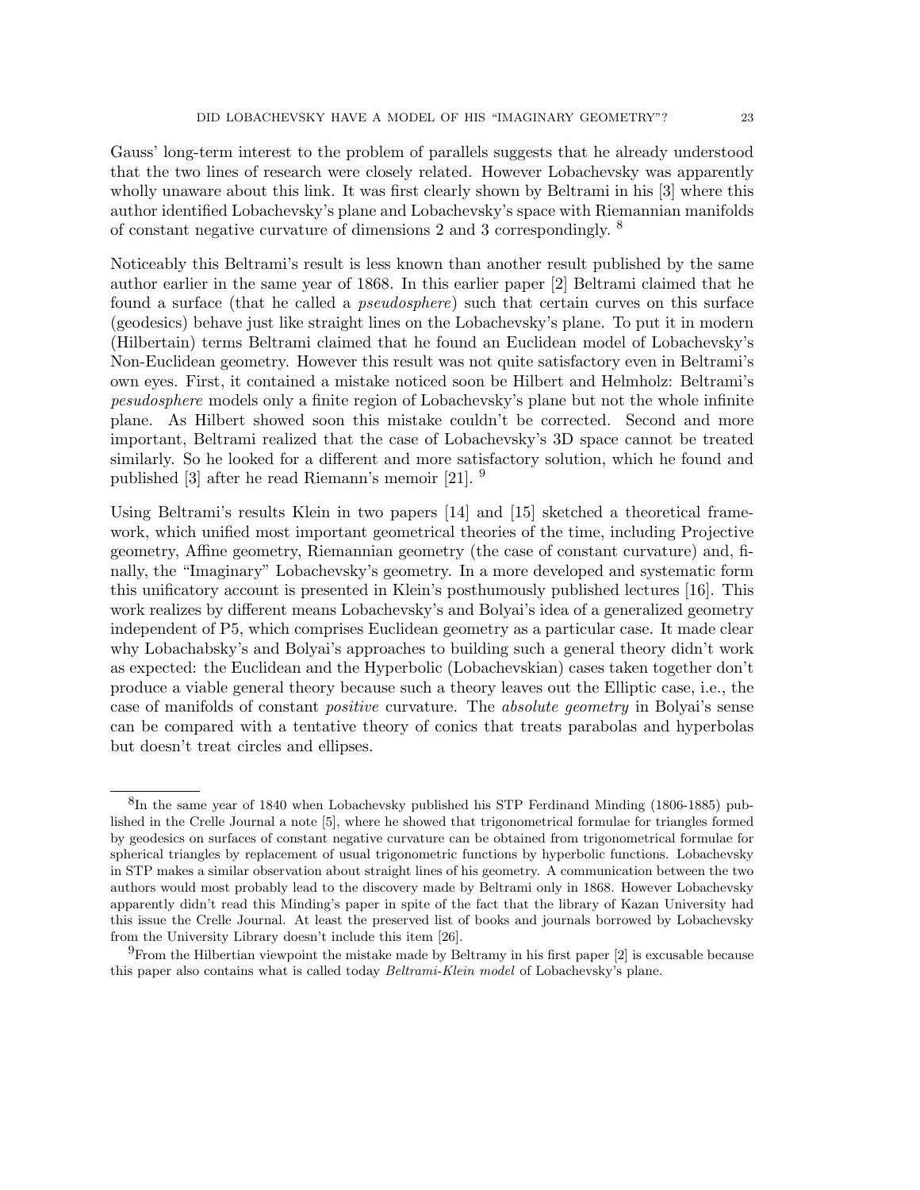Gauss' long-term interest to the problem of parallels suggests that he already understood that the two lines of research were closely related. However Lobachevsky was apparently wholly unaware about this link. It was first clearly shown by Beltrami in his [3] where this author identified Lobachevsky's plane and Lobachevsky's space with Riemannian manifolds of constant negative curvature of dimensions 2 and 3 correspondingly. [8]

Noticeably this Beltrami's result is less known than another result published by the same author earlier in the same year of 1868. In this earlier paper [2] Beltrami claimed that he found a surface (that he called a *pseudosphere*) such that certain curves on this surface (geodesics) behave just like straight lines on the Lobachevsky's plane. To put it in modern (Hilbertain) terms Beltrami claimed that he found an Euclidean model of Lobachevsky's Non-Euclidean geometry. However this result was not quite satisfactory even in Beltrami's own eyes. First, it contained a mistake noticed soon be Hilbert and Helmholz: Beltrami's *pesudosphere* models only a finite region of Lobachevsky's plane but not the whole infinite plane. As Hilbert showed soon this mistake couldn't be corrected. Second and more important, Beltrami realized that the case of Lobachevsky's 3D space cannot be treated similarly. So he looked for a different and more satisfactory solution, which he found and published [3] after he read Riemann's memoir [21]. [9]

Using Beltrami's results Klein in two papers [14] and [15] sketched a theoretical framework, which unified most important geometrical theories of the time, including Projective geometry, Affine geometry, Riemannian geometry (the case of constant curvature) and, finally, the "Imaginary" Lobachevsky's geometry. In a more developed and systematic form this unificatory account is presented in Klein's posthumously published lectures [16]. This work realizes by different means Lobachevsky's and Bolyai's idea of a generalized geometry independent of P5, which comprises Euclidean geometry as a particular case. It made clear why Lobachabsky's and Bolyai's approaches to building such a general theory didn't work as expected: the Euclidean and the Hyperbolic (Lobachevskian) cases taken together don't produce a viable general theory because such a theory leaves out the Elliptic case, i.e., the case of manifolds of constant *positive* curvature. The *absolute geometry* in Bolyai's sense can be compared with a tentative theory of conics that treats parabolas and hyperbolas but doesn't treat circles and ellipses.

---

[8] In the same year of 1840 when Lobachevsky published his STP Ferdinand Minding (1806-1885) published in the Crelle Journal a note [5], where he showed that trigonometrical formulae for triangles formed by geodesics on surfaces of constant negative curvature can be obtained from trigonometrical formulae for spherical triangles by replacement of usual trigonometric functions by hyperbolic functions. Lobachevsky in STP makes a similar observation about straight lines of his geometry. A communication between the two authors would most probably lead to the discovery made by Beltrami only in 1868. However Lobachevsky apparently didn't read this Minding's paper in spite of the fact that the library of Kazan University had this issue the Crelle Journal. At least the preserved list of books and journals borrowed by Lobachevsky from the University Library doesn't include this item [26].

[9] From the Hilbertian viewpoint the mistake made by Beltramy in his first paper [2] is excusable because this paper also contains what is called today *Beltrami-Klein model* of Lobachevsky's plane.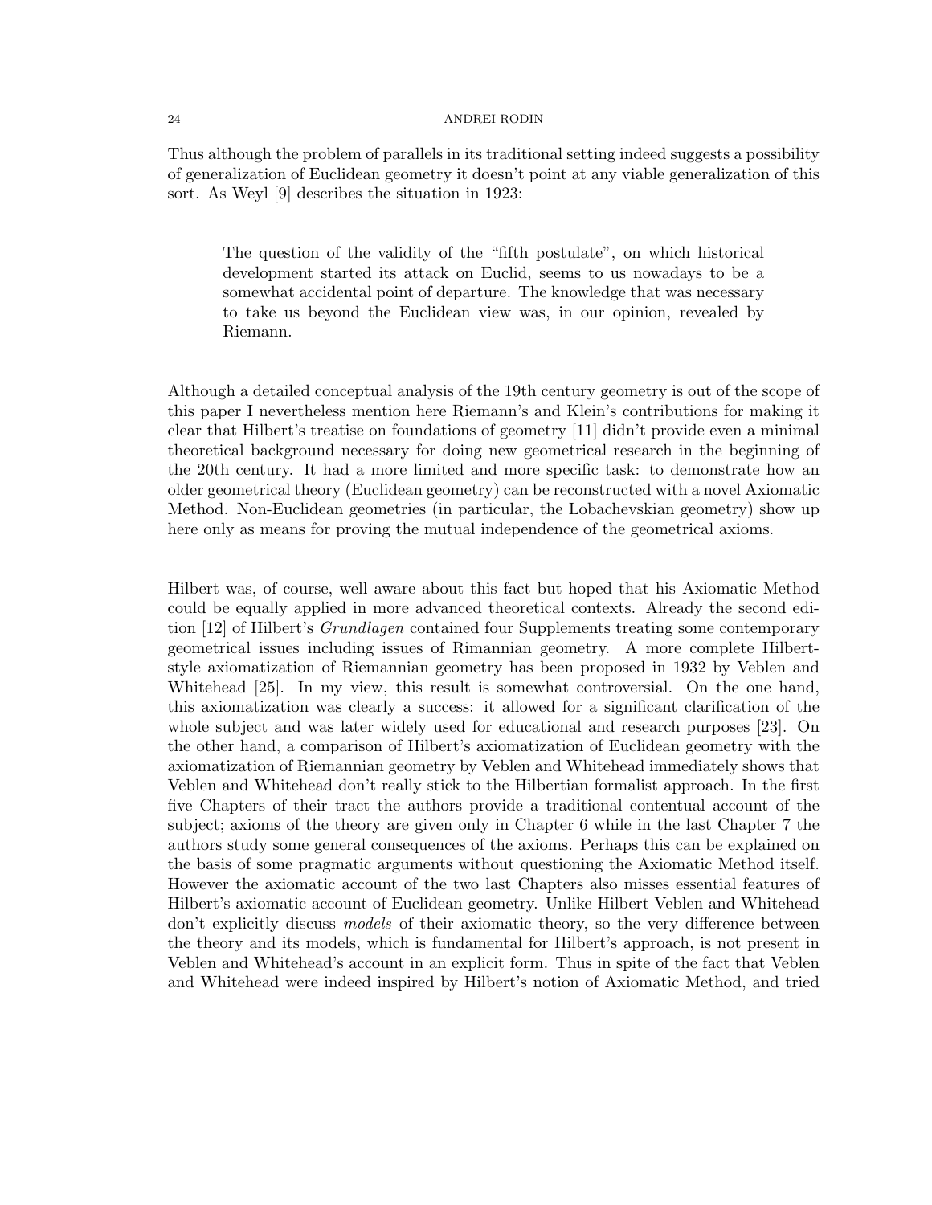Thus although the problem of parallels in its traditional setting indeed suggests a possibility of generalization of Euclidean geometry it doesn't point at any viable generalization of this sort. As Weyl [9] describes the situation in 1923:

> The question of the validity of the "fifth postulate", on which historical development started its attack on Euclid, seems to us nowadays to be a somewhat accidental point of departure. The knowledge that was necessary to take us beyond the Euclidean view was, in our opinion, revealed by Riemann.

Although a detailed conceptual analysis of the 19th century geometry is out of the scope of this paper I nevertheless mention here Riemann's and Klein's contributions for making it clear that Hilbert's treatise on foundations of geometry [11] didn't provide even a minimal theoretical background necessary for doing new geometrical research in the beginning of the 20th century. It had a more limited and more specific task: to demonstrate how an older geometrical theory (Euclidean geometry) can be reconstructed with a novel Axiomatic Method. Non-Euclidean geometries (in particular, the Lobachevskian geometry) show up here only as means for proving the mutual independence of the geometrical axioms.

Hilbert was, of course, well aware about this fact but hoped that his Axiomatic Method could be equally applied in more advanced theoretical contexts. Already the second edition [12] of Hilbert's *Grundlagen* contained four Supplements treating some contemporary geometrical issues including issues of Rimannian geometry. A more complete Hilbert-style axiomatization of Riemannian geometry has been proposed in 1932 by Veblen and Whitehead [25]. In my view, this result is somewhat controversial. On the one hand, this axiomatization was clearly a success: it allowed for a significant clarification of the whole subject and was later widely used for educational and research purposes [23]. On the other hand, a comparison of Hilbert's axiomatization of Euclidean geometry with the axiomatization of Riemannian geometry by Veblen and Whitehead immediately shows that Veblen and Whitehead don't really stick to the Hilbertian formalist approach. In the first five Chapters of their tract the authors provide a traditional contentual account of the subject; axioms of the theory are given only in Chapter 6 while in the last Chapter 7 the authors study some general consequences of the axioms. Perhaps this can be explained on the basis of some pragmatic arguments without questioning the Axiomatic Method itself. However the axiomatic account of the two last Chapters also misses essential features of Hilbert's axiomatic account of Euclidean geometry. Unlike Hilbert Veblen and Whitehead don't explicitly discuss *models* of their axiomatic theory, so the very difference between the theory and its models, which is fundamental for Hilbert's approach, is not present in Veblen and Whitehead's account in an explicit form. Thus in spite of the fact that Veblen and Whitehead were indeed inspired by Hilbert's notion of Axiomatic Method, and tried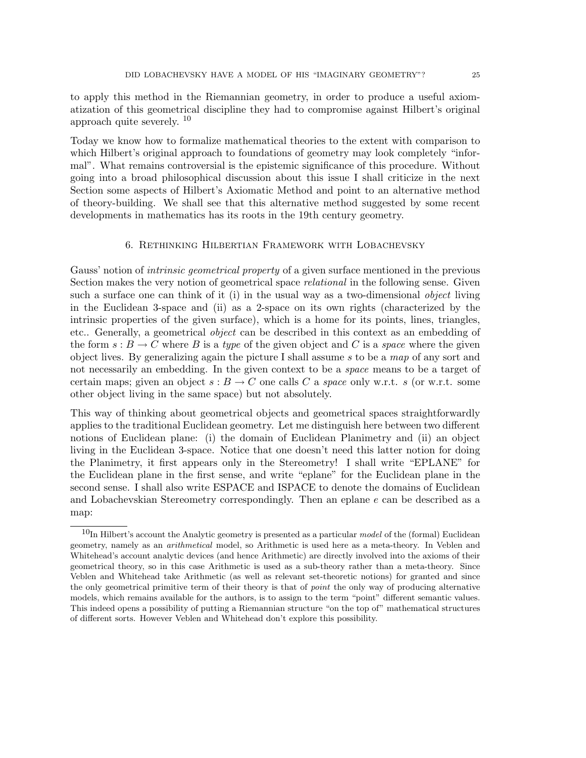to apply this method in the Riemannian geometry, in order to produce a useful axiomatization of this geometrical discipline they had to compromise against Hilbert's original approach quite severely. [10]

Today we know how to formalize mathematical theories to the extent with comparison to which Hilbert's original approach to foundations of geometry may look completely "informal". What remains controversial is the epistemic significance of this procedure. Without going into a broad philosophical discussion about this issue I shall criticize in the next Section some aspects of Hilbert's Axiomatic Method and point to an alternative method of theory-building. We shall see that this alternative method suggested by some recent developments in mathematics has its roots in the 19th century geometry.

## 6. Rethinking Hilbertian Framework with Lobachevsky

Gauss' notion of *intrinsic geometrical property* of a given surface mentioned in the previous Section makes the very notion of geometrical space *relational* in the following sense. Given such a surface one can think of it (i) in the usual way as a two-dimensional *object* living in the Euclidean 3-space and (ii) as a 2-space on its own rights (characterized by the intrinsic properties of the given surface), which is a home for its points, lines, triangles, etc.. Generally, a geometrical *object* can be described in this context as an embedding of the form $s : B \to C$ where $B$ is a *type* of the given object and $C$ is a *space* where the given object lives. By generalizing again the picture I shall assume $s$ to be a *map* of any sort and not necessarily an embedding. In the given context to be a *space* means to be a target of certain maps; given an object $s : B \to C$ one calls $C$ a *space* only w.r.t. $s$ (or w.r.t. some other object living in the same space) but not absolutely.

This way of thinking about geometrical objects and geometrical spaces straightforwardly applies to the traditional Euclidean geometry. Let me distinguish here between two different notions of Euclidean plane: (i) the domain of Euclidean Planimetry and (ii) an object living in the Euclidean 3-space. Notice that one doesn't need this latter notion for doing the Planimetry, it first appears only in the Stereometry! I shall write "EPLANE" for the Euclidean plane in the first sense, and write "eplane" for the Euclidean plane in the second sense. I shall also write ESPACE and ISPACE to denote the domains of Euclidean and Lobachevskian Stereometry correspondingly. Then an eplane $e$ can be described as a map:

---

[10] In Hilbert's account the Analytic geometry is presented as a particular *model* of the (formal) Euclidean geometry, namely as an *arithmetical* model, so Arithmetic is used here as a meta-theory. In Veblen and Whitehead's account analytic devices (and hence Arithmetic) are directly involved into the axioms of their geometrical theory, so in this case Arithmetic is used as a sub-theory rather than a meta-theory. Since Veblen and Whitehead take Arithmetic (as well as relevant set-theoretic notions) for granted and since the only geometrical primitive term of their theory is that of *point* the only way of producing alternative models, which remains available for the authors, is to assign to the term "point" different semantic values. This indeed opens a possibility of putting a Riemannian structure "on the top of" mathematical structures of different sorts. However Veblen and Whitehead don't explore this possibility.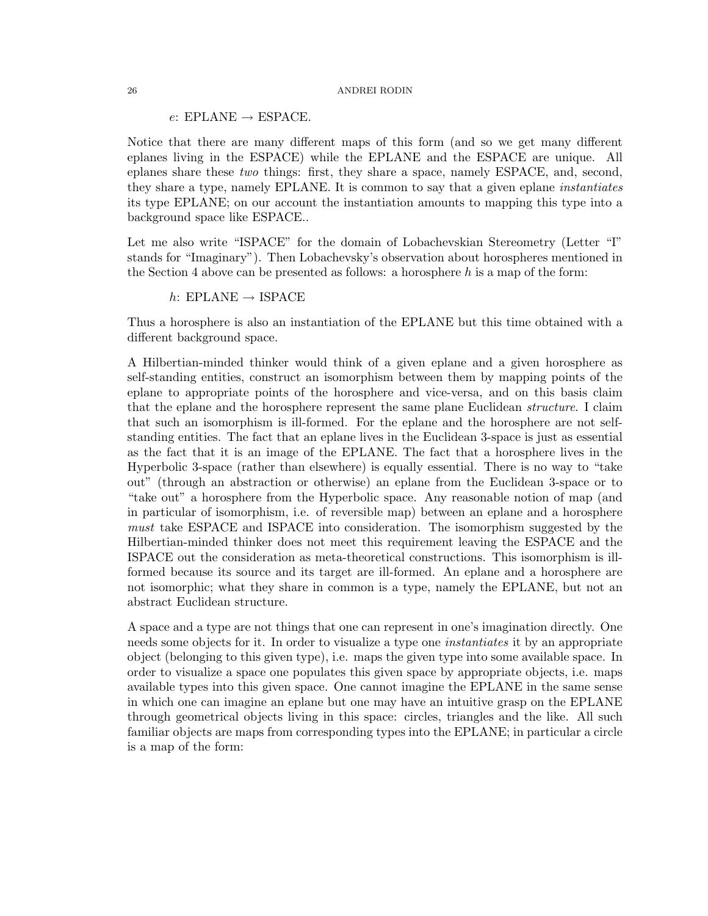$e$: EPLANE $\rightarrow$ ESPACE.

Notice that there are many different maps of this form (and so we get many different eplanes living in the ESPACE) while the EPLANE and the ESPACE are unique. All eplanes share these *two* things: first, they share a space, namely ESPACE, and, second, they share a type, namely EPLANE. It is common to say that a given eplane *instantiates* its type EPLANE; on our account the instantiation amounts to mapping this type into a background space like ESPACE..

Let me also write "ISPACE" for the domain of Lobachevskian Stereometry (Letter "I" stands for "Imaginary"). Then Lobachevsky's observation about horospheres mentioned in the Section 4 above can be presented as follows: a horosphere $h$ is a map of the form:

$h$: EPLANE $\rightarrow$ ISPACE

Thus a horosphere is also an instantiation of the EPLANE but this time obtained with a different background space.

A Hilbertian-minded thinker would think of a given eplane and a given horosphere as self-standing entities, construct an isomorphism between them by mapping points of the eplane to appropriate points of the horosphere and vice-versa, and on this basis claim that the eplane and the horosphere represent the same plane Euclidean *structure*. I claim that such an isomorphism is ill-formed. For the eplane and the horosphere are not self-standing entities. The fact that an eplane lives in the Euclidean 3-space is just as essential as the fact that it is an image of the EPLANE. The fact that a horosphere lives in the Hyperbolic 3-space (rather than elsewhere) is equally essential. There is no way to "take out" (through an abstraction or otherwise) an eplane from the Euclidean 3-space or to "take out" a horosphere from the Hyperbolic space. Any reasonable notion of map (and in particular of isomorphism, i.e. of reversible map) between an eplane and a horosphere *must* take ESPACE and ISPACE into consideration. The isomorphism suggested by the Hilbertian-minded thinker does not meet this requirement leaving the ESPACE and the ISPACE out the consideration as meta-theoretical constructions. This isomorphism is ill-formed because its source and its target are ill-formed. An eplane and a horosphere are not isomorphic; what they share in common is a type, namely the EPLANE, but not an abstract Euclidean structure.

A space and a type are not things that one can represent in one's imagination directly. One needs some objects for it. In order to visualize a type one *instantiates* it by an appropriate object (belonging to this given type), i.e. maps the given type into some available space. In order to visualize a space one populates this given space by appropriate objects, i.e. maps available types into this given space. One cannot imagine the EPLANE in the same sense in which one can imagine an eplane but one may have an intuitive grasp on the EPLANE through geometrical objects living in this space: circles, triangles and the like. All such familiar objects are maps from corresponding types into the EPLANE; in particular a circle is a map of the form: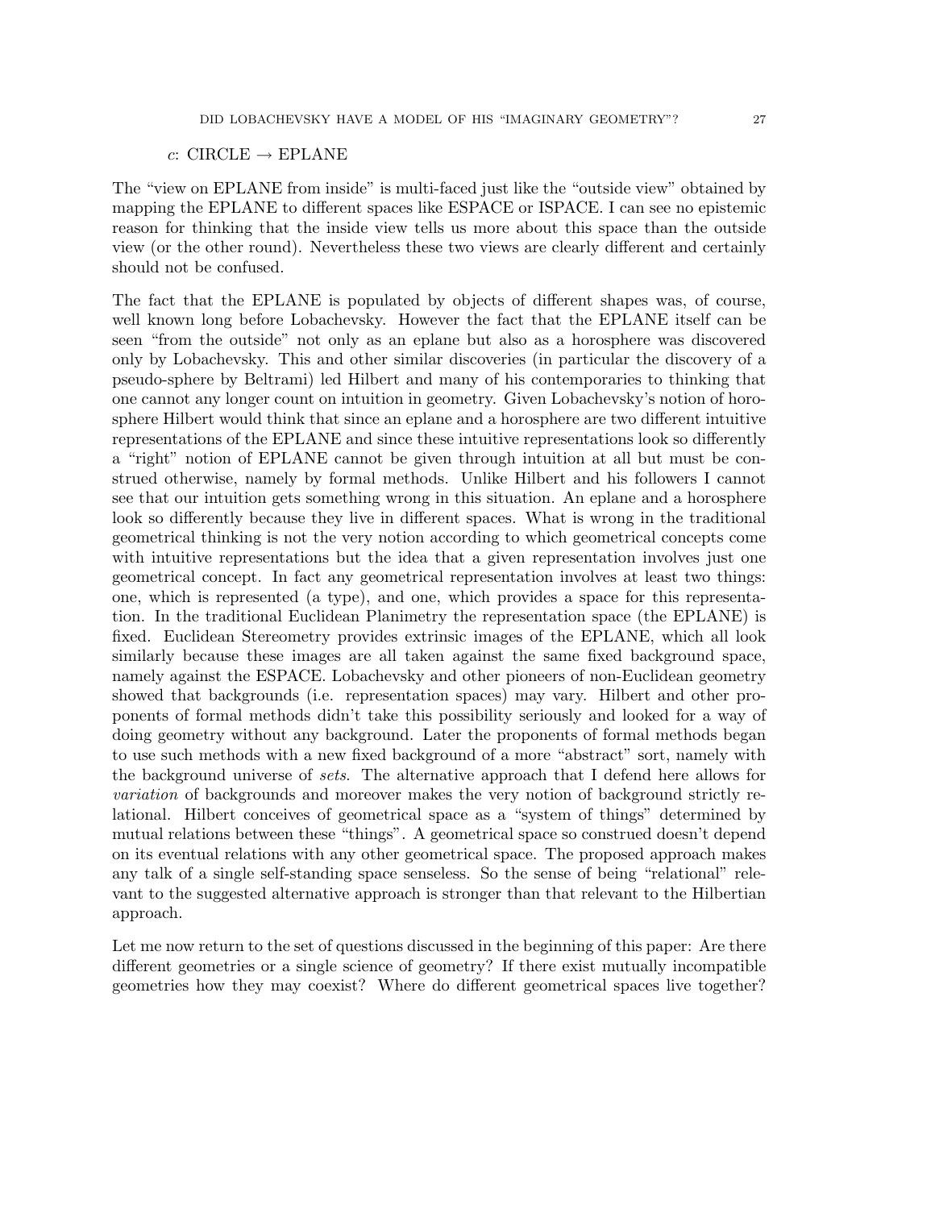$c$: CIRCLE → EPLANE

The "view on EPLANE from inside" is multi-faced just like the "outside view" obtained by mapping the EPLANE to different spaces like ESPACE or ISPACE. I can see no epistemic reason for thinking that the inside view tells us more about this space than the outside view (or the other round). Nevertheless these two views are clearly different and certainly should not be confused.

The fact that the EPLANE is populated by objects of different shapes was, of course, well known long before Lobachevsky. However the fact that the EPLANE itself can be seen "from the outside" not only as an eplane but also as a horosphere was discovered only by Lobachevsky. This and other similar discoveries (in particular the discovery of a pseudo-sphere by Beltrami) led Hilbert and many of his contemporaries to thinking that one cannot any longer count on intuition in geometry. Given Lobachevsky's notion of horosphere Hilbert would think that since an eplane and a horosphere are two different intuitive representations of the EPLANE and since these intuitive representations look so differently a "right" notion of EPLANE cannot be given through intuition at all but must be construed otherwise, namely by formal methods. Unlike Hilbert and his followers I cannot see that our intuition gets something wrong in this situation. An eplane and a horosphere look so differently because they live in different spaces. What is wrong in the traditional geometrical thinking is not the very notion according to which geometrical concepts come with intuitive representations but the idea that a given representation involves just one geometrical concept. In fact any geometrical representation involves at least two things: one, which is represented (a type), and one, which provides a space for this representation. In the traditional Euclidean Planimetry the representation space (the EPLANE) is fixed. Euclidean Stereometry provides extrinsic images of the EPLANE, which all look similarly because these images are all taken against the same fixed background space, namely against the ESPACE. Lobachevsky and other pioneers of non-Euclidean geometry showed that backgrounds (i.e. representation spaces) may vary. Hilbert and other proponents of formal methods didn't take this possibility seriously and looked for a way of doing geometry without any background. Later the proponents of formal methods began to use such methods with a new fixed background of a more "abstract" sort, namely with the background universe of *sets*. The alternative approach that I defend here allows for *variation* of backgrounds and moreover makes the very notion of background strictly relational. Hilbert conceives of geometrical space as a "system of things" determined by mutual relations between these "things". A geometrical space so construed doesn't depend on its eventual relations with any other geometrical space. The proposed approach makes any talk of a single self-standing space senseless. So the sense of being "relational" relevant to the suggested alternative approach is stronger than that relevant to the Hilbertian approach.

Let me now return to the set of questions discussed in the beginning of this paper: Are there different geometries or a single science of geometry? If there exist mutually incompatible geometries how they may coexist? Where do different geometrical spaces live together?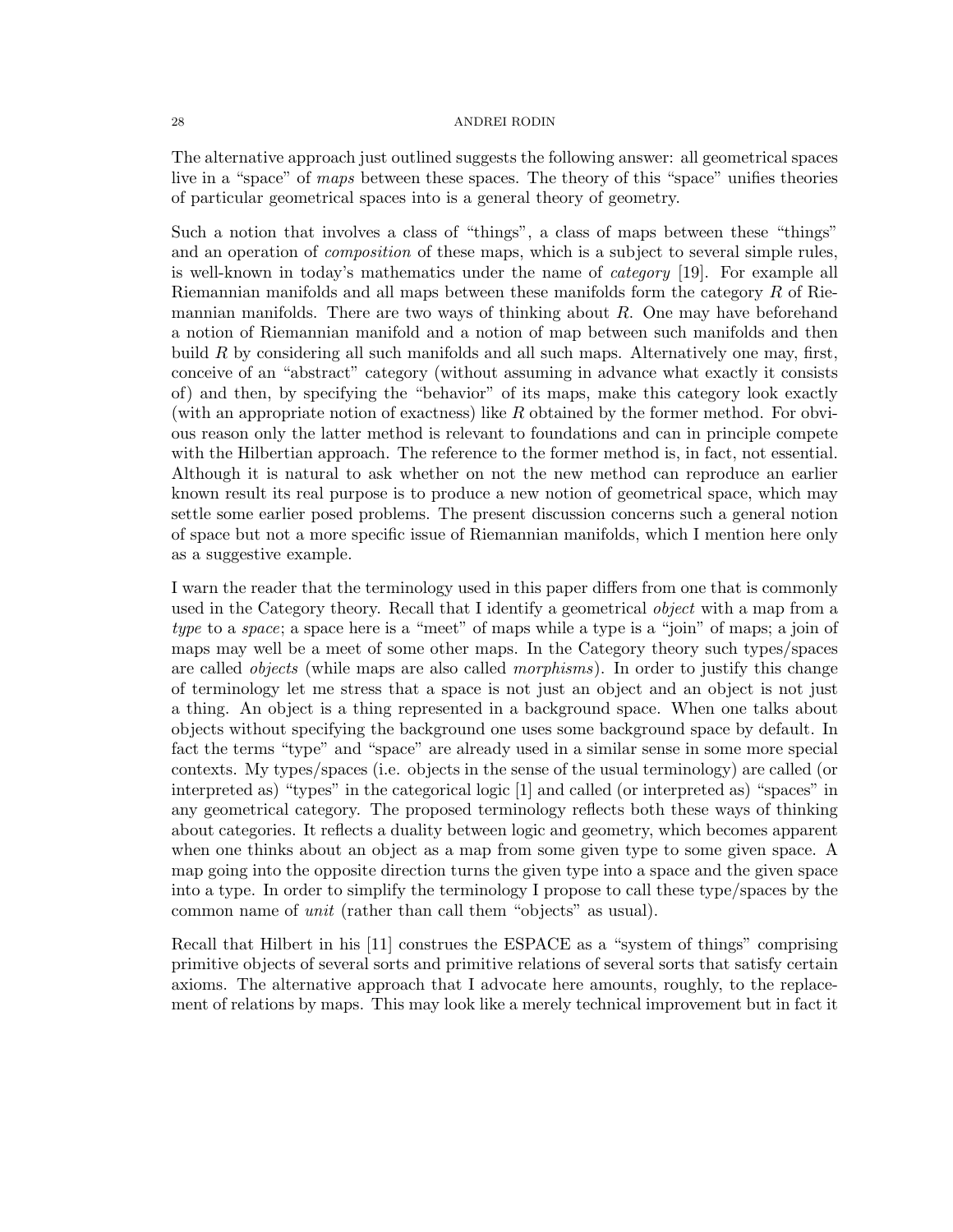The alternative approach just outlined suggests the following answer: all geometrical spaces live in a "space" of *maps* between these spaces. The theory of this "space" unifies theories of particular geometrical spaces into is a general theory of geometry.

Such a notion that involves a class of "things", a class of maps between these "things" and an operation of *composition* of these maps, which is a subject to several simple rules, is well-known in today's mathematics under the name of *category* [19]. For example all Riemannian manifolds and all maps between these manifolds form the category $R$ of Riemannian manifolds. There are two ways of thinking about $R$. One may have beforehand a notion of Riemannian manifold and a notion of map between such manifolds and then build $R$ by considering all such manifolds and all such maps. Alternatively one may, first, conceive of an "abstract" category (without assuming in advance what exactly it consists of) and then, by specifying the "behavior" of its maps, make this category look exactly (with an appropriate notion of exactness) like $R$ obtained by the former method. For obvious reason only the latter method is relevant to foundations and can in principle compete with the Hilbertian approach. The reference to the former method is, in fact, not essential. Although it is natural to ask whether on not the new method can reproduce an earlier known result its real purpose is to produce a new notion of geometrical space, which may settle some earlier posed problems. The present discussion concerns such a general notion of space but not a more specific issue of Riemannian manifolds, which I mention here only as a suggestive example.

I warn the reader that the terminology used in this paper differs from one that is commonly used in the Category theory. Recall that I identify a geometrical *object* with a map from a *type* to a *space*; a space here is a "meet" of maps while a type is a "join" of maps; a join of maps may well be a meet of some other maps. In the Category theory such types/spaces are called *objects* (while maps are also called *morphisms*). In order to justify this change of terminology let me stress that a space is not just an object and an object is not just a thing. An object is a thing represented in a background space. When one talks about objects without specifying the background one uses some background space by default. In fact the terms "type" and "space" are already used in a similar sense in some more special contexts. My types/spaces (i.e. objects in the sense of the usual terminology) are called (or interpreted as) "types" in the categorical logic [1] and called (or interpreted as) "spaces" in any geometrical category. The proposed terminology reflects both these ways of thinking about categories. It reflects a duality between logic and geometry, which becomes apparent when one thinks about an object as a map from some given type to some given space. A map going into the opposite direction turns the given type into a space and the given space into a type. In order to simplify the terminology I propose to call these type/spaces by the common name of *unit* (rather than call them "objects" as usual).

Recall that Hilbert in his [11] construes the ESPACE as a "system of things" comprising primitive objects of several sorts and primitive relations of several sorts that satisfy certain axioms. The alternative approach that I advocate here amounts, roughly, to the replacement of relations by maps. This may look like a merely technical improvement but in fact it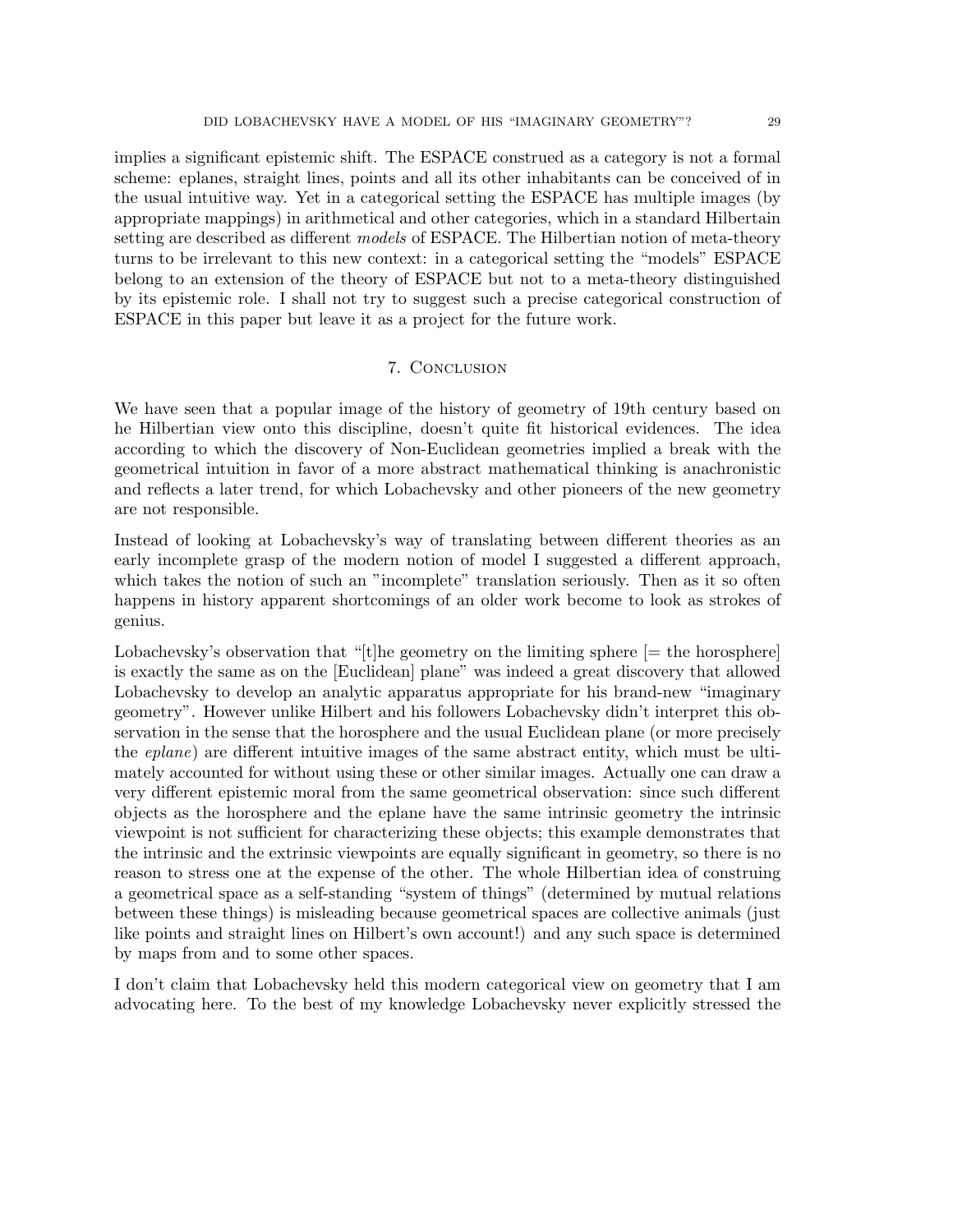implies a significant epistemic shift. The ESPACE construed as a category is not a formal scheme: eplanes, straight lines, points and all its other inhabitants can be conceived of in the usual intuitive way. Yet in a categorical setting the ESPACE has multiple images (by appropriate mappings) in arithmetical and other categories, which in a standard Hilbertain setting are described as different *models* of ESPACE. The Hilbertian notion of meta-theory turns to be irrelevant to this new context: in a categorical setting the "models" ESPACE belong to an extension of the theory of ESPACE but not to a meta-theory distinguished by its epistemic role. I shall not try to suggest such a precise categorical construction of ESPACE in this paper but leave it as a project for the future work.

## 7. Conclusion

We have seen that a popular image of the history of geometry of 19th century based on he Hilbertian view onto this discipline, doesn't quite fit historical evidences. The idea according to which the discovery of Non-Euclidean geometries implied a break with the geometrical intuition in favor of a more abstract mathematical thinking is anachronistic and reflects a later trend, for which Lobachevsky and other pioneers of the new geometry are not responsible.

Instead of looking at Lobachevsky's way of translating between different theories as an early incomplete grasp of the modern notion of model I suggested a different approach, which takes the notion of such an "incomplete" translation seriously. Then as it so often happens in history apparent shortcomings of an older work become to look as strokes of genius.

Lobachevsky's observation that "[t]he geometry on the limiting sphere [= the horosphere] is exactly the same as on the [Euclidean] plane" was indeed a great discovery that allowed Lobachevsky to develop an analytic apparatus appropriate for his brand-new "imaginary geometry". However unlike Hilbert and his followers Lobachevsky didn't interpret this observation in the sense that the horosphere and the usual Euclidean plane (or more precisely the *eplane*) are different intuitive images of the same abstract entity, which must be ultimately accounted for without using these or other similar images. Actually one can draw a very different epistemic moral from the same geometrical observation: since such different objects as the horosphere and the eplane have the same intrinsic geometry the intrinsic viewpoint is not sufficient for characterizing these objects; this example demonstrates that the intrinsic and the extrinsic viewpoints are equally significant in geometry, so there is no reason to stress one at the expense of the other. The whole Hilbertian idea of construing a geometrical space as a self-standing "system of things" (determined by mutual relations between these things) is misleading because geometrical spaces are collective animals (just like points and straight lines on Hilbert's own account!) and any such space is determined by maps from and to some other spaces.

I don't claim that Lobachevsky held this modern categorical view on geometry that I am advocating here. To the best of my knowledge Lobachevsky never explicitly stressed the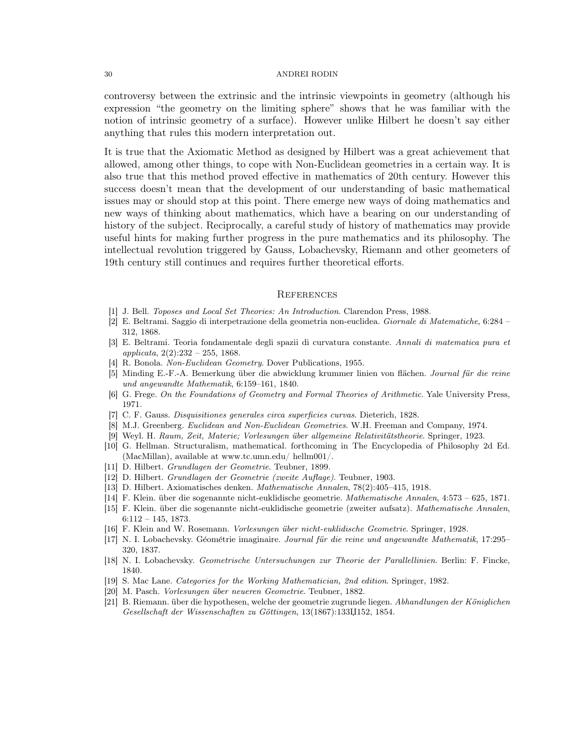controversy between the extrinsic and the intrinsic viewpoints in geometry (although his expression "the geometry on the limiting sphere" shows that he was familiar with the notion of intrinsic geometry of a surface). However unlike Hilbert he doesn't say either anything that rules this modern interpretation out.

It is true that the Axiomatic Method as designed by Hilbert was a great achievement that allowed, among other things, to cope with Non-Euclidean geometries in a certain way. It is also true that this method proved effective in mathematics of 20th century. However this success doesn't mean that the development of our understanding of basic mathematical issues may or should stop at this point. There emerge new ways of doing mathematics and new ways of thinking about mathematics, which have a bearing on our understanding of history of the subject. Reciprocally, a careful study of history of mathematics may provide useful hints for making further progress in the pure mathematics and its philosophy. The intellectual revolution triggered by Gauss, Lobachevsky, Riemann and other geometers of 19th century still continues and requires further theoretical efforts.

## References

[1] J. Bell. *Toposes and Local Set Theories: An Introduction*. Clarendon Press, 1988.

[2] E. Beltrami. Saggio di interpetrazione della geometria non-euclidea. *Giornale di Matematiche*, 6:284 – 312, 1868.

[3] E. Beltrami. Teoria fondamentale degli spazii di curvatura constante. *Annali di matematica pura et applicata*, 2(2):232 – 255, 1868.

[4] R. Bonola. *Non-Euclidean Geometry*. Dover Publications, 1955.

[5] Minding E.-F.-A. Bemerkung über die abwicklung krummer linien von flächen. *Journal für die reine und angewandte Mathematik*, 6:159–161, 1840.

[6] G. Frege. *On the Foundations of Geometry and Formal Theories of Arithmetic*. Yale University Press, 1971.

[7] C. F. Gauss. *Disquisitiones generales circa superficies curvas*. Dieterich, 1828.

[8] M.J. Greenberg. *Euclidean and Non-Euclidean Geometries*. W.H. Freeman and Company, 1974.

[9] Weyl. H. *Raum, Zeit, Materie; Vorlesungen über allgemeine Relativitätstheorie*. Springer, 1923.

[10] G. Hellman. Structuralism, mathematical. forthcoming in The Encyclopedia of Philosophy 2d Ed. (MacMillan), available at www.tc.umn.edu/ hellm001/.

[11] D. Hilbert. *Grundlagen der Geometrie*. Teubner, 1899.

[12] D. Hilbert. *Grundlagen der Geometrie (zweite Auflage)*. Teubner, 1903.

[13] D. Hilbert. Axiomatisches denken. *Mathematische Annalen*, 78(2):405–415, 1918.

[14] F. Klein. über die sogenannte nicht-euklidische geometrie. *Mathematische Annalen*, 4:573 – 625, 1871.

[15] F. Klein. über die sogenannte nicht-euklidische geometrie (zweiter aufsatz). *Mathematische Annalen*, 6:112 – 145, 1873.

[16] F. Klein and W. Rosemann. *Vorlesungen über nicht-euklidische Geometrie*. Springer, 1928.

[17] N. I. Lobachevsky. Géométrie imaginaire. *Journal für die reine und angewandte Mathematik*, 17:295–320, 1837.

[18] N. I. Lobachevsky. *Geometrische Untersuchungen zur Theorie der Parallellinien*. Berlin: F. Fincke, 1840.

[19] S. Mac Lane. *Categories for the Working Mathematician, 2nd edition*. Springer, 1982.

[20] M. Pasch. *Vorlesungen über neueren Geometrie*. Teubner, 1882.

[21] B. Riemann. über die hypothesen, welche der geometrie zugrunde liegen. *Abhandlungen der Königlichen Gesellschaft der Wissenschaften zu Göttingen*, 13(1867):133Ц152, 1854.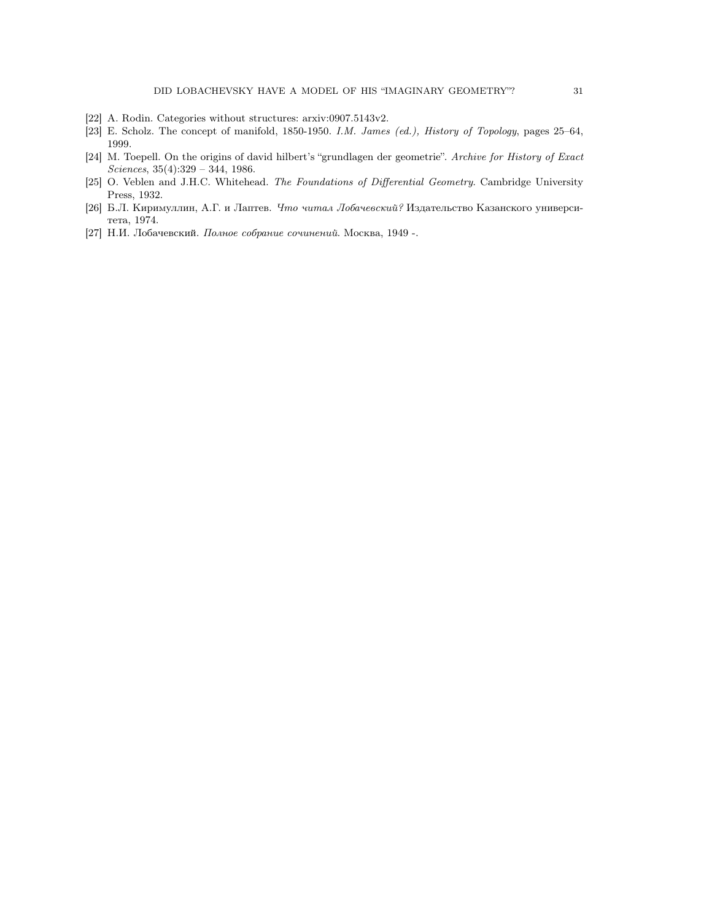[22] A. Rodin. Categories without structures: arxiv:0907.5143v2.

[23] E. Scholz. The concept of manifold, 1850-1950. *I.M. James (ed.), History of Topology*, pages 25–64, 1999.

[24] M. Toepell. On the origins of david hilbert's "grundlagen der geometrie". *Archive for History of Exact Sciences*, 35(4):329 – 344, 1986.

[25] O. Veblen and J.H.C. Whitehead. *The Foundations of Differential Geometry*. Cambridge University Press, 1932.

[26] Б.Л. Киримуллин, А.Г. и Лаптев. *Что читал Лобачевский?* Издательство Казанского университета, 1974.

[27] Н.И. Лобачевский. *Полное собрание сочинений*. Москва, 1949 -.